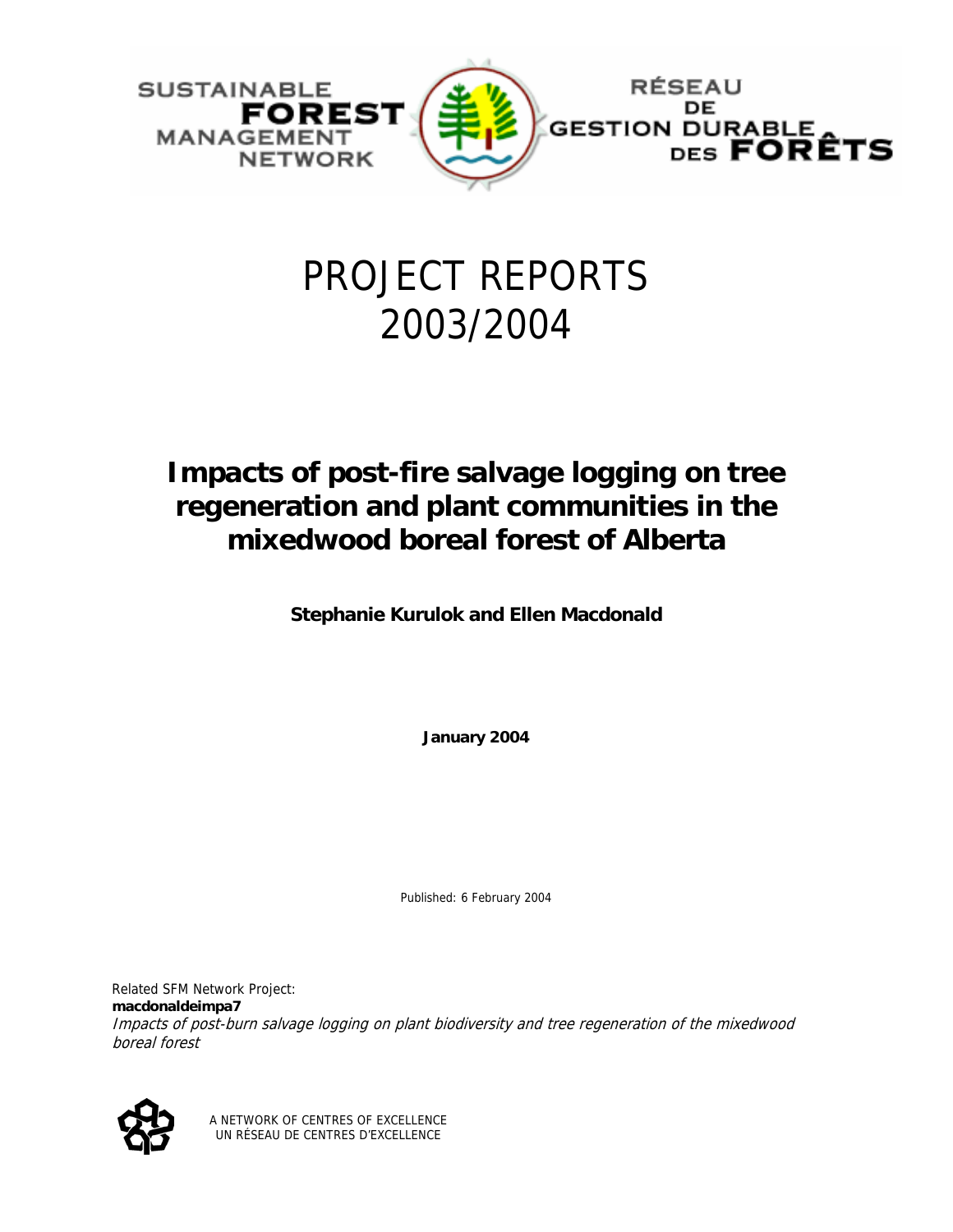SUSTAINABLE **FOREST** MANAGEMENT NETWORK

RÉSEAU DE GESTION DURABLE DES **FORÊTS**

# PROJECT REPORTS 2003/2004

## Impacts of post-fire salvage logging on tree regeneration and plant communities in the mixedwood boreal forest of Alberta

**Stephanie Kurulok and Ellen Macdonald**

**January 2004**

Published: 6 February 2004

Related SFM Network Project:
**macdonaldeimpa7**
*Impacts of post-burn salvage logging on plant biodiversity and tree regeneration of the mixedwood boreal forest*

A NETWORK OF CENTRES OF EXCELLENCE
UN RÉSEAU DE CENTRES D'EXCELLENCE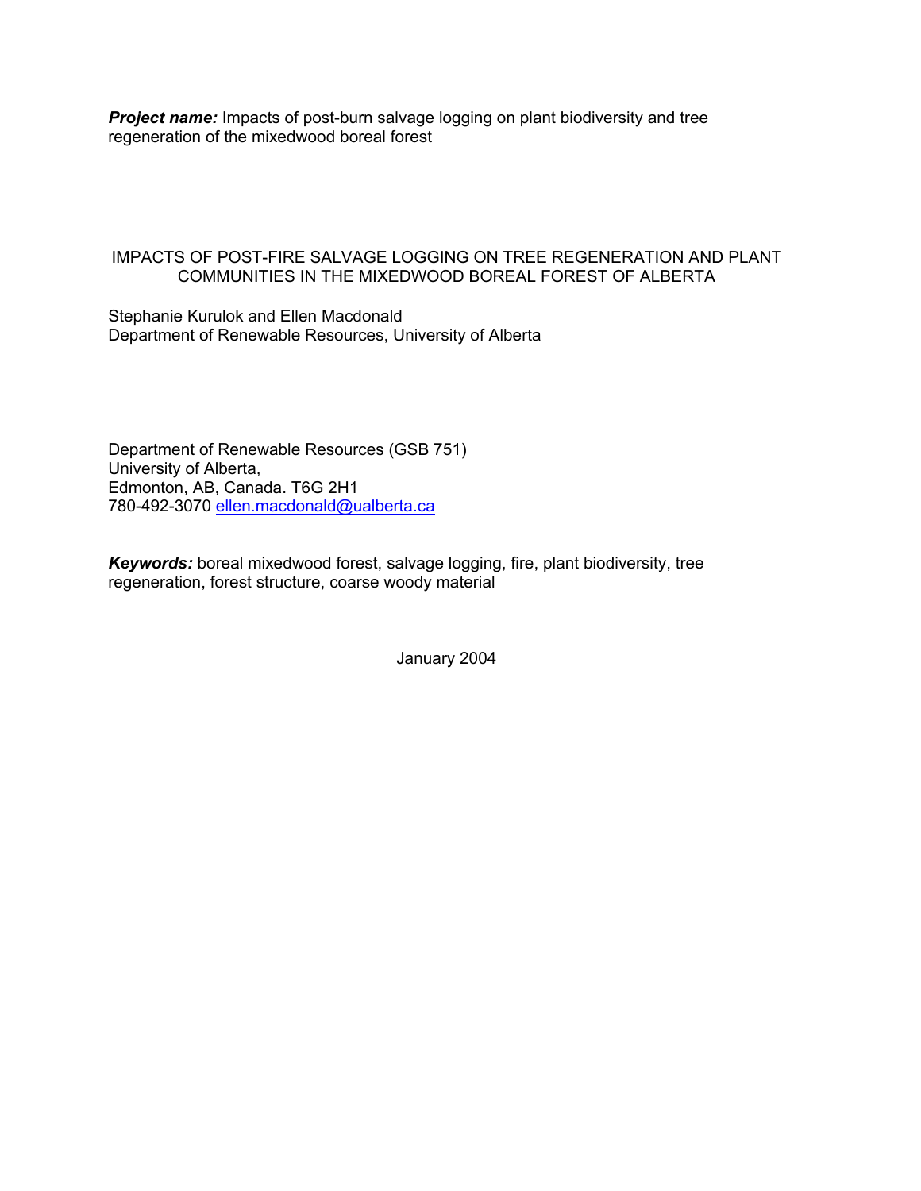***Project name:*** Impacts of post-burn salvage logging on plant biodiversity and tree regeneration of the mixedwood boreal forest

# IMPACTS OF POST-FIRE SALVAGE LOGGING ON TREE REGENERATION AND PLANT COMMUNITIES IN THE MIXEDWOOD BOREAL FOREST OF ALBERTA

Stephanie Kurulok and Ellen Macdonald
Department of Renewable Resources, University of Alberta

Department of Renewable Resources (GSB 751)
University of Alberta,
Edmonton, AB, Canada. T6G 2H1
780-492-3070 ellen.macdonald@ualberta.ca

***Keywords:*** boreal mixedwood forest, salvage logging, fire, plant biodiversity, tree regeneration, forest structure, coarse woody material

January 2004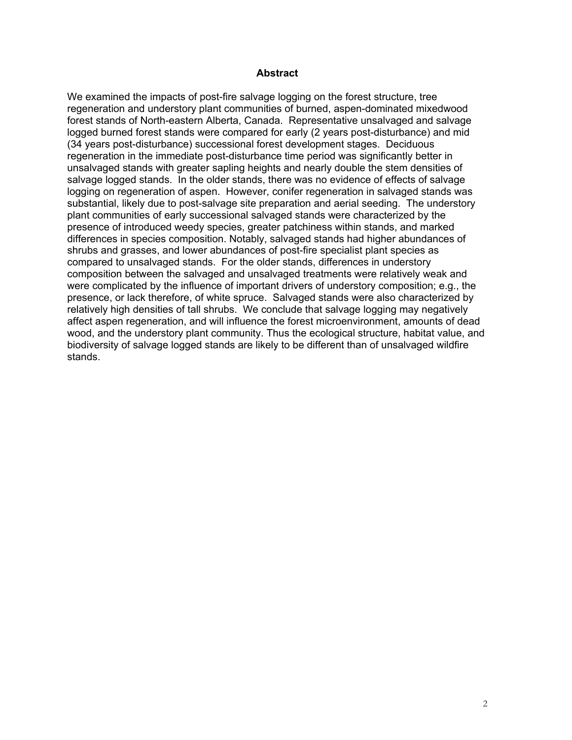## Abstract

We examined the impacts of post-fire salvage logging on the forest structure, tree regeneration and understory plant communities of burned, aspen-dominated mixedwood forest stands of North-eastern Alberta, Canada. Representative unsalvaged and salvage logged burned forest stands were compared for early (2 years post-disturbance) and mid (34 years post-disturbance) successional forest development stages. Deciduous regeneration in the immediate post-disturbance time period was significantly better in unsalvaged stands with greater sapling heights and nearly double the stem densities of salvage logged stands. In the older stands, there was no evidence of effects of salvage logging on regeneration of aspen. However, conifer regeneration in salvaged stands was substantial, likely due to post-salvage site preparation and aerial seeding. The understory plant communities of early successional salvaged stands were characterized by the presence of introduced weedy species, greater patchiness within stands, and marked differences in species composition. Notably, salvaged stands had higher abundances of shrubs and grasses, and lower abundances of post-fire specialist plant species as compared to unsalvaged stands. For the older stands, differences in understory composition between the salvaged and unsalvaged treatments were relatively weak and were complicated by the influence of important drivers of understory composition; e.g., the presence, or lack therefore, of white spruce. Salvaged stands were also characterized by relatively high densities of tall shrubs. We conclude that salvage logging may negatively affect aspen regeneration, and will influence the forest microenvironment, amounts of dead wood, and the understory plant community. Thus the ecological structure, habitat value, and biodiversity of salvage logged stands are likely to be different than of unsalvaged wildfire stands.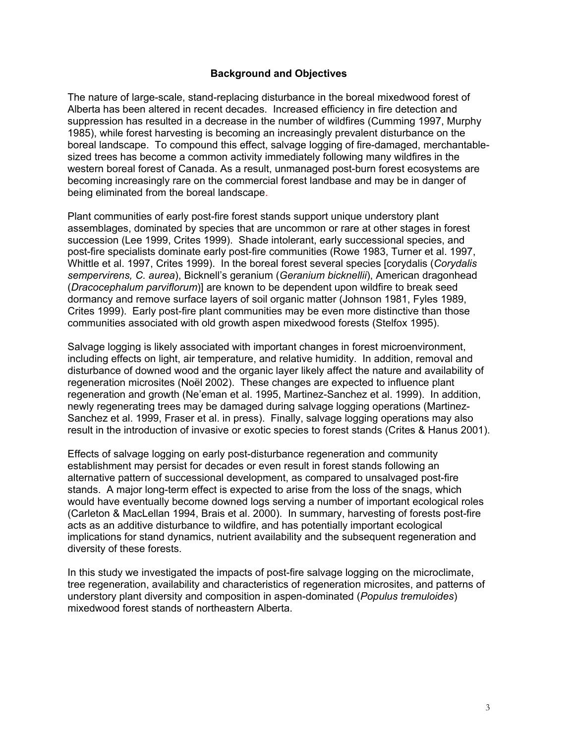## Background and Objectives

The nature of large-scale, stand-replacing disturbance in the boreal mixedwood forest of Alberta has been altered in recent decades. Increased efficiency in fire detection and suppression has resulted in a decrease in the number of wildfires (Cumming 1997, Murphy 1985), while forest harvesting is becoming an increasingly prevalent disturbance on the boreal landscape. To compound this effect, salvage logging of fire-damaged, merchantable-sized trees has become a common activity immediately following many wildfires in the western boreal forest of Canada. As a result, unmanaged post-burn forest ecosystems are becoming increasingly rare on the commercial forest landbase and may be in danger of being eliminated from the boreal landscape.

Plant communities of early post-fire forest stands support unique understory plant assemblages, dominated by species that are uncommon or rare at other stages in forest succession (Lee 1999, Crites 1999). Shade intolerant, early successional species, and post-fire specialists dominate early post-fire communities (Rowe 1983, Turner et al. 1997, Whittle et al. 1997, Crites 1999). In the boreal forest several species [corydalis (*Corydalis sempervirens, C. aurea*), Bicknell's geranium (*Geranium bicknellii*), American dragonhead (*Dracocephalum parviflorum*)] are known to be dependent upon wildfire to break seed dormancy and remove surface layers of soil organic matter (Johnson 1981, Fyles 1989, Crites 1999). Early post-fire plant communities may be even more distinctive than those communities associated with old growth aspen mixedwood forests (Stelfox 1995).

Salvage logging is likely associated with important changes in forest microenvironment, including effects on light, air temperature, and relative humidity. In addition, removal and disturbance of downed wood and the organic layer likely affect the nature and availability of regeneration microsites (Noël 2002). These changes are expected to influence plant regeneration and growth (Ne'eman et al. 1995, Martinez-Sanchez et al. 1999). In addition, newly regenerating trees may be damaged during salvage logging operations (Martinez-Sanchez et al. 1999, Fraser et al. in press). Finally, salvage logging operations may also result in the introduction of invasive or exotic species to forest stands (Crites & Hanus 2001).

Effects of salvage logging on early post-disturbance regeneration and community establishment may persist for decades or even result in forest stands following an alternative pattern of successional development, as compared to unsalvaged post-fire stands. A major long-term effect is expected to arise from the loss of the snags, which would have eventually become downed logs serving a number of important ecological roles (Carleton & MacLellan 1994, Brais et al. 2000). In summary, harvesting of forests post-fire acts as an additive disturbance to wildfire, and has potentially important ecological implications for stand dynamics, nutrient availability and the subsequent regeneration and diversity of these forests.

In this study we investigated the impacts of post-fire salvage logging on the microclimate, tree regeneration, availability and characteristics of regeneration microsites, and patterns of understory plant diversity and composition in aspen-dominated (*Populus tremuloides*) mixedwood forest stands of northeastern Alberta.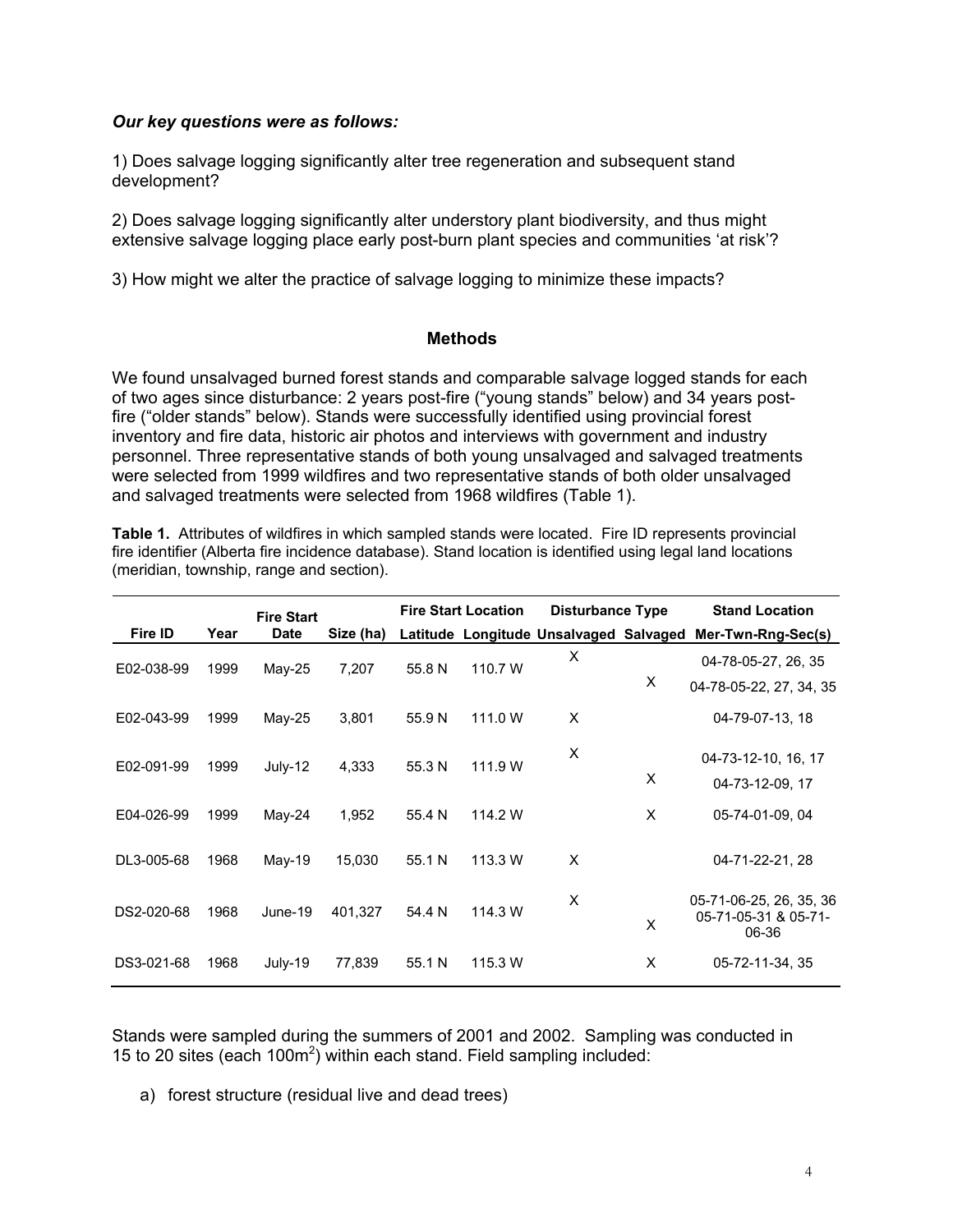***Our key questions were as follows:***

1) Does salvage logging significantly alter tree regeneration and subsequent stand development?

2) Does salvage logging significantly alter understory plant biodiversity, and thus might extensive salvage logging place early post-burn plant species and communities 'at risk'?

3) How might we alter the practice of salvage logging to minimize these impacts?

## Methods

We found unsalvaged burned forest stands and comparable salvage logged stands for each of two ages since disturbance: 2 years post-fire ("young stands" below) and 34 years post-fire ("older stands" below). Stands were successfully identified using provincial forest inventory and fire data, historic air photos and interviews with government and industry personnel. Three representative stands of both young unsalvaged and salvaged treatments were selected from 1999 wildfires and two representative stands of both older unsalvaged and salvaged treatments were selected from 1968 wildfires (Table 1).

**Table 1.** Attributes of wildfires in which sampled stands were located. Fire ID represents provincial fire identifier (Alberta fire incidence database). Stand location is identified using legal land locations (meridian, township, range and section).

| Fire ID | Year | Fire Start Date | Size (ha) | Fire Start Location | | Disturbance Type | | Stand Location |
|---|---|---|---|---|---|---|---|---|
| | | | | Latitude | Longitude | Unsalvaged | Salvaged | Mer-Twn-Rng-Sec(s) |
| E02-038-99 | 1999 | May-25 | 7,207 | 55.8 N | 110.7 W | X | | 04-78-05-27, 26, 35 |
| | | | | | | | X | 04-78-05-22, 27, 34, 35 |
| E02-043-99 | 1999 | May-25 | 3,801 | 55.9 N | 111.0 W | X | | 04-79-07-13, 18 |
| E02-091-99 | 1999 | July-12 | 4,333 | 55.3 N | 111.9 W | X | | 04-73-12-10, 16, 17 |
| | | | | | | | X | 04-73-12-09, 17 |
| E04-026-99 | 1999 | May-24 | 1,952 | 55.4 N | 114.2 W | | X | 05-74-01-09, 04 |
| DL3-005-68 | 1968 | May-19 | 15,030 | 55.1 N | 113.3 W | X | | 04-71-22-21, 28 |
| DS2-020-68 | 1968 | June-19 | 401,327 | 54.4 N | 114.3 W | X | | 05-71-06-25, 26, 35, 36 |
| | | | | | | | X | 05-71-05-31 & 05-71-06-36 |
| DS3-021-68 | 1968 | July-19 | 77,839 | 55.1 N | 115.3 W | | X | 05-72-11-34, 35 |

Stands were sampled during the summers of 2001 and 2002. Sampling was conducted in 15 to 20 sites (each $100m^2$) within each stand. Field sampling included:

a) forest structure (residual live and dead trees)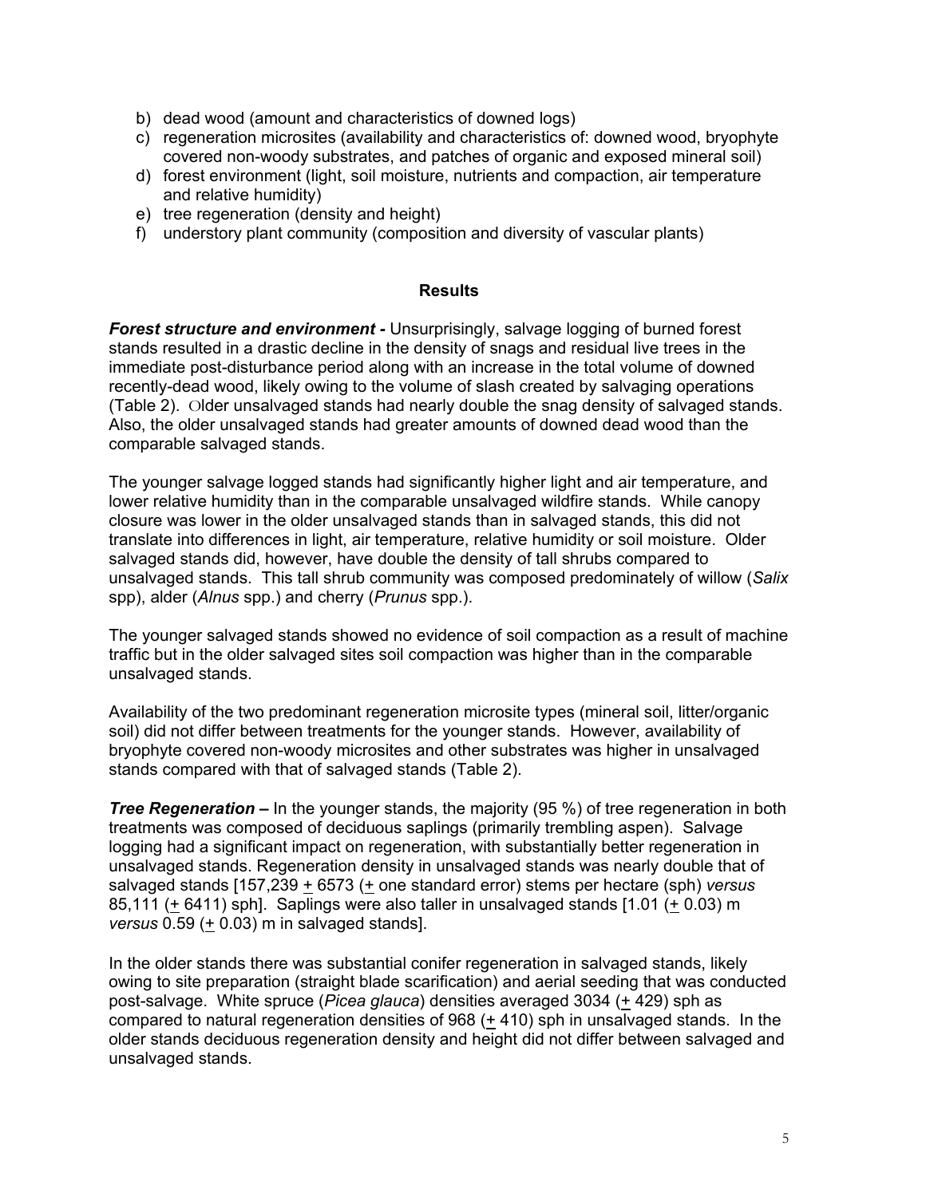b) dead wood (amount and characteristics of downed logs)
c) regeneration microsites (availability and characteristics of: downed wood, bryophyte covered non-woody substrates, and patches of organic and exposed mineral soil)
d) forest environment (light, soil moisture, nutrients and compaction, air temperature and relative humidity)
e) tree regeneration (density and height)
f) understory plant community (composition and diversity of vascular plants)

## Results

***Forest structure and environment -*** Unsurprisingly, salvage logging of burned forest stands resulted in a drastic decline in the density of snags and residual live trees in the immediate post-disturbance period along with an increase in the total volume of downed recently-dead wood, likely owing to the volume of slash created by salvaging operations (Table 2). Older unsalvaged stands had nearly double the snag density of salvaged stands. Also, the older unsalvaged stands had greater amounts of downed dead wood than the comparable salvaged stands.

The younger salvage logged stands had significantly higher light and air temperature, and lower relative humidity than in the comparable unsalvaged wildfire stands. While canopy closure was lower in the older unsalvaged stands than in salvaged stands, this did not translate into differences in light, air temperature, relative humidity or soil moisture. Older salvaged stands did, however, have double the density of tall shrubs compared to unsalvaged stands. This tall shrub community was composed predominately of willow (*Salix* spp), alder (*Alnus* spp.) and cherry (*Prunus* spp.).

The younger salvaged stands showed no evidence of soil compaction as a result of machine traffic but in the older salvaged sites soil compaction was higher than in the comparable unsalvaged stands.

Availability of the two predominant regeneration microsite types (mineral soil, litter/organic soil) did not differ between treatments for the younger stands. However, availability of bryophyte covered non-woody microsites and other substrates was higher in unsalvaged stands compared with that of salvaged stands (Table 2).

***Tree Regeneration –*** In the younger stands, the majority (95 %) of tree regeneration in both treatments was composed of deciduous saplings (primarily trembling aspen). Salvage logging had a significant impact on regeneration, with substantially better regeneration in unsalvaged stands. Regeneration density in unsalvaged stands was nearly double that of salvaged stands [157,239 ± 6573 (± one standard error) stems per hectare (sph) *versus* 85,111 (± 6411) sph]. Saplings were also taller in unsalvaged stands [1.01 (± 0.03) m *versus* 0.59 (± 0.03) m in salvaged stands].

In the older stands there was substantial conifer regeneration in salvaged stands, likely owing to site preparation (straight blade scarification) and aerial seeding that was conducted post-salvage. White spruce (*Picea glauca*) densities averaged 3034 (± 429) sph as compared to natural regeneration densities of 968 (± 410) sph in unsalvaged stands. In the older stands deciduous regeneration density and height did not differ between salvaged and unsalvaged stands.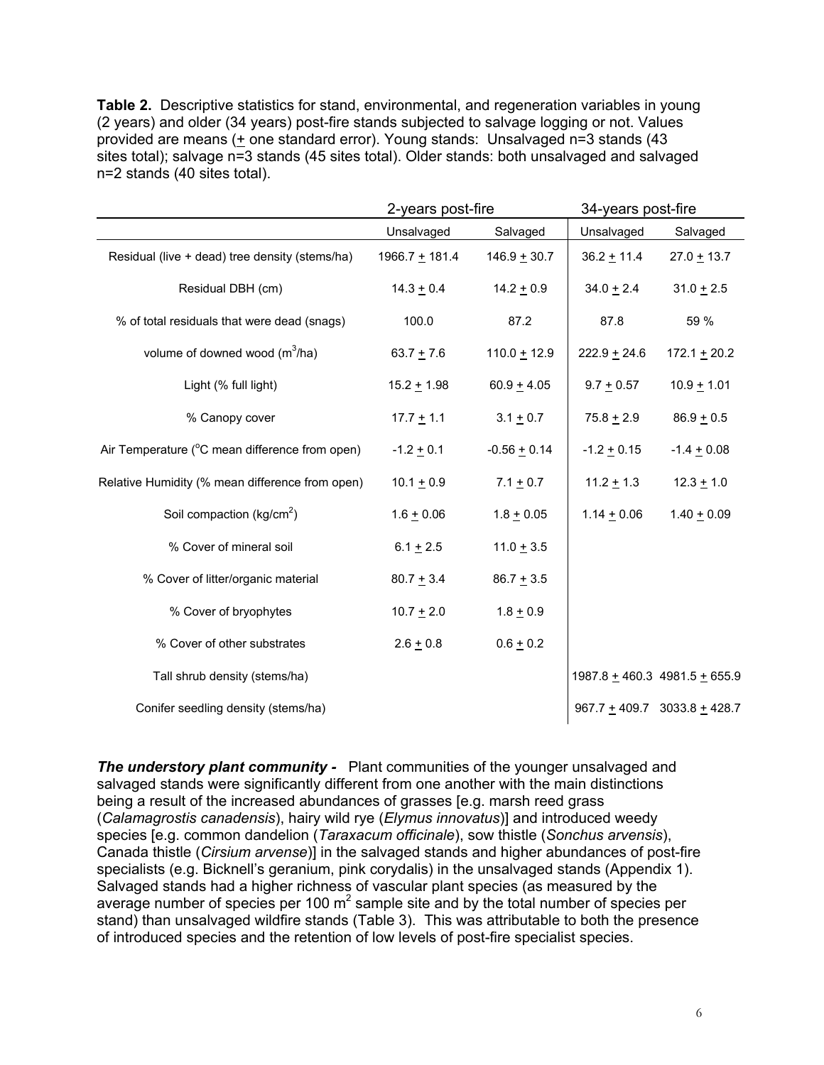**Table 2.** Descriptive statistics for stand, environmental, and regeneration variables in young (2 years) and older (34 years) post-fire stands subjected to salvage logging or not. Values provided are means (± one standard error). Young stands: Unsalvaged n=3 stands (43 sites total); salvage n=3 stands (45 sites total). Older stands: both unsalvaged and salvaged n=2 stands (40 sites total).

| | 2-years post-fire | | 34-years post-fire | |
|---|---|---|---|---|
| | Unsalvaged | Salvaged | Unsalvaged | Salvaged |
| Residual (live + dead) tree density (stems/ha) | 1966.7 ± 181.4 | 146.9 ± 30.7 | 36.2 ± 11.4 | 27.0 ± 13.7 |
| Residual DBH (cm) | 14.3 ± 0.4 | 14.2 ± 0.9 | 34.0 ± 2.4 | 31.0 ± 2.5 |
| % of total residuals that were dead (snags) | 100.0 | 87.2 | 87.8 | 59 % |
| volume of downed wood ($m^3$/ha) | 63.7 ± 7.6 | 110.0 ± 12.9 | 222.9 ± 24.6 | 172.1 ± 20.2 |
| Light (% full light) | 15.2 ± 1.98 | 60.9 ± 4.05 | 9.7 ± 0.57 | 10.9 ± 1.01 |
| % Canopy cover | 17.7 ± 1.1 | 3.1 ± 0.7 | 75.8 ± 2.9 | 86.9 ± 0.5 |
| Air Temperature ($^oC$ mean difference from open) | -1.2 ± 0.1 | -0.56 ± 0.14 | -1.2 ± 0.15 | -1.4 ± 0.08 |
| Relative Humidity (% mean difference from open) | 10.1 ± 0.9 | 7.1 ± 0.7 | 11.2 ± 1.3 | 12.3 ± 1.0 |
| Soil compaction (kg/$cm^2$) | 1.6 ± 0.06 | 1.8 ± 0.05 | 1.14 ± 0.06 | 1.40 ± 0.09 |
| % Cover of mineral soil | 6.1 ± 2.5 | 11.0 ± 3.5 | | |
| % Cover of litter/organic material | 80.7 ± 3.4 | 86.7 ± 3.5 | | |
| % Cover of bryophytes | 10.7 ± 2.0 | 1.8 ± 0.9 | | |
| % Cover of other substrates | 2.6 ± 0.8 | 0.6 ± 0.2 | | |
| Tall shrub density (stems/ha) | | | 1987.8 ± 460.3 | 4981.5 ± 655.9 |
| Conifer seedling density (stems/ha) | | | 967.7 ± 409.7 | 3033.8 ± 428.7 |

***The understory plant community -*** Plant communities of the younger unsalvaged and salvaged stands were significantly different from one another with the main distinctions being a result of the increased abundances of grasses [e.g. marsh reed grass (*Calamagrostis canadensis*), hairy wild rye (*Elymus innovatus*)] and introduced weedy species [e.g. common dandelion (*Taraxacum officinale*), sow thistle (*Sonchus arvensis*), Canada thistle (*Cirsium arvense*)] in the salvaged stands and higher abundances of post-fire specialists (e.g. Bicknell's geranium, pink corydalis) in the unsalvaged stands (Appendix 1). Salvaged stands had a higher richness of vascular plant species (as measured by the average number of species per 100 $m^2$ sample site and by the total number of species per stand) than unsalvaged wildfire stands (Table 3). This was attributable to both the presence of introduced species and the retention of low levels of post-fire specialist species.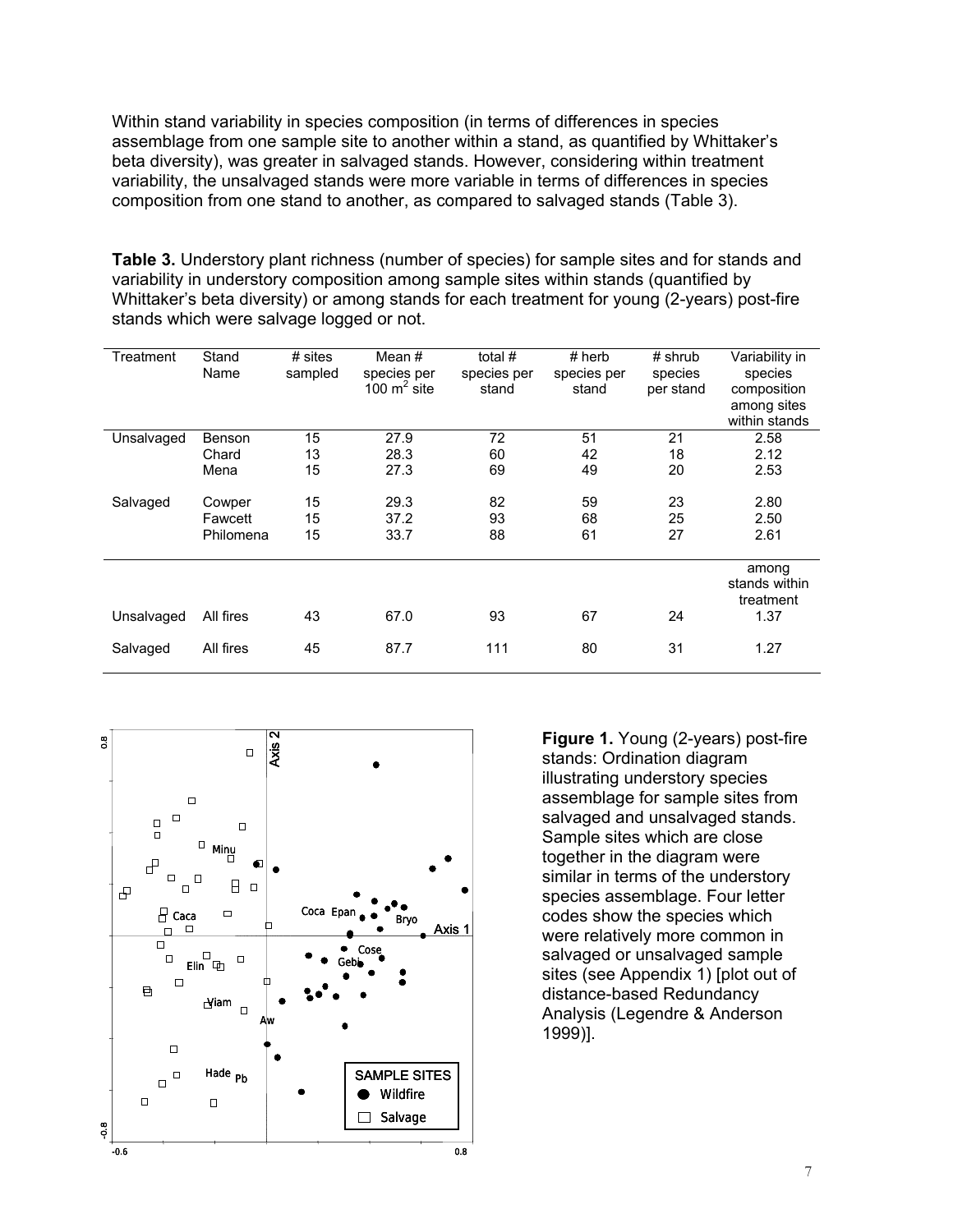Within stand variability in species composition (in terms of differences in species assemblage from one sample site to another within a stand, as quantified by Whittaker's beta diversity), was greater in salvaged stands. However, considering within treatment variability, the unsalvaged stands were more variable in terms of differences in species composition from one stand to another, as compared to salvaged stands (Table 3).

**Table 3.** Understory plant richness (number of species) for sample sites and for stands and variability in understory composition among sample sites within stands (quantified by Whittaker's beta diversity) or among stands for each treatment for young (2-years) post-fire stands which were salvage logged or not.

| Treatment | Stand Name | # sites sampled | Mean # species per 100 $m^2$ site | total # species per stand | # herb species per stand | # shrub species per stand | Variability in species composition among sites within stands |
|---|---|---|---|---|---|---|---|
| Unsalvaged | Benson | 15 | 27.9 | 72 | 51 | 21 | 2.58 |
| | Chard | 13 | 28.3 | 60 | 42 | 18 | 2.12 |
| | Mena | 15 | 27.3 | 69 | 49 | 20 | 2.53 |
| Salvaged | Cowper | 15 | 29.3 | 82 | 59 | 23 | 2.80 |
| | Fawcett | 15 | 37.2 | 93 | 68 | 25 | 2.50 |
| | Philomena | 15 | 33.7 | 88 | 61 | 27 | 2.61 |
| | | | | | | | among stands within treatment |
| Unsalvaged | All fires | 43 | 67.0 | 93 | 67 | 24 | 1.37 |
| Salvaged | All fires | 45 | 87.7 | 111 | 80 | 31 | 1.27 |

**Figure 1.** Young (2-years) post-fire stands: Ordination diagram illustrating understory species assemblage for sample sites from salvaged and unsalvaged stands. Sample sites which are close together in the diagram were similar in terms of the understory species assemblage. Four letter codes show the species which were relatively more common in salvaged or unsalvaged sample sites (see Appendix 1) [plot out of distance-based Redundancy Analysis (Legendre & Anderson 1999)].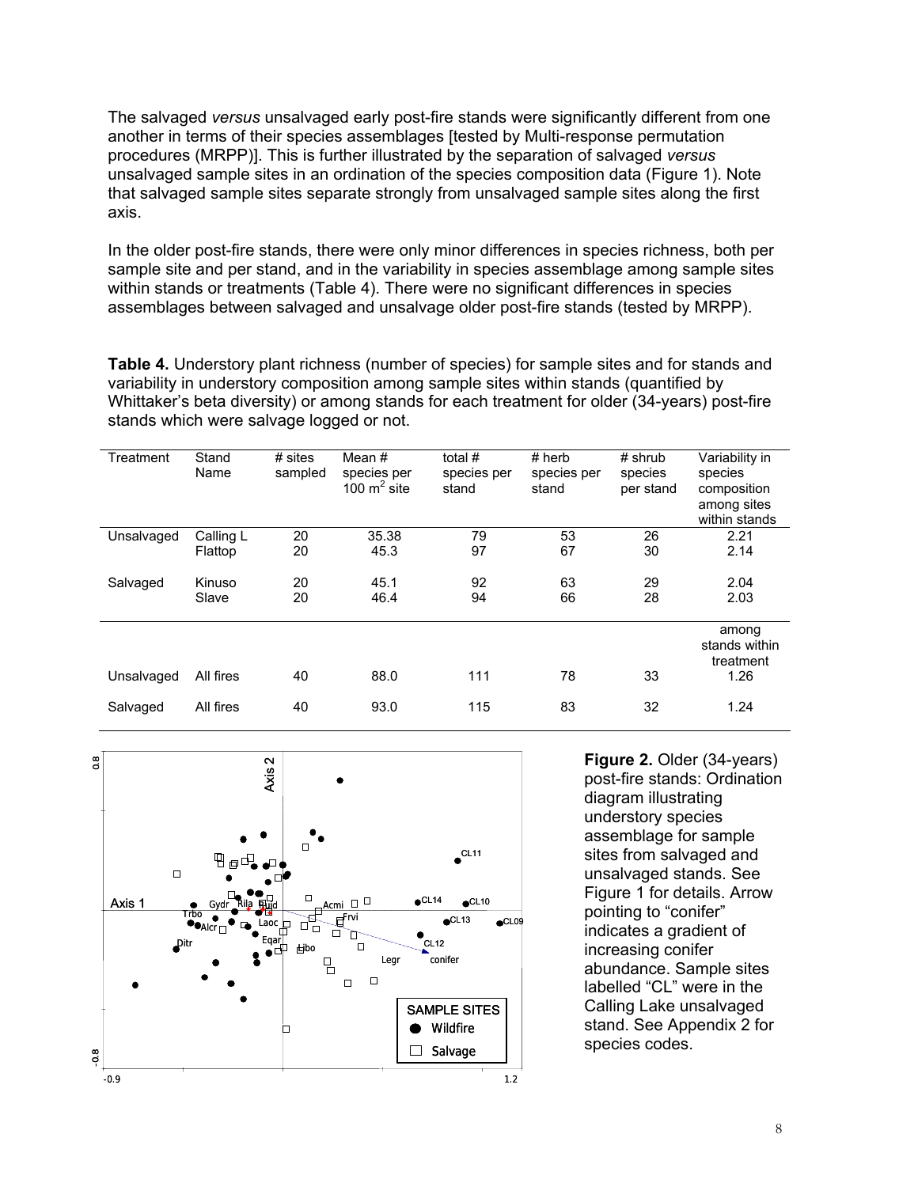The salvaged *versus* unsalvaged early post-fire stands were significantly different from one another in terms of their species assemblages [tested by Multi-response permutation procedures (MRPP)]. This is further illustrated by the separation of salvaged *versus* unsalvaged sample sites in an ordination of the species composition data (Figure 1). Note that salvaged sample sites separate strongly from unsalvaged sample sites along the first axis.

In the older post-fire stands, there were only minor differences in species richness, both per sample site and per stand, and in the variability in species assemblage among sample sites within stands or treatments (Table 4). There were no significant differences in species assemblages between salvaged and unsalvage older post-fire stands (tested by MRPP).

**Table 4.** Understory plant richness (number of species) for sample sites and for stands and variability in understory composition among sample sites within stands (quantified by Whittaker's beta diversity) or among stands for each treatment for older (34-years) post-fire stands which were salvage logged or not.

| Treatment | Stand Name | # sites sampled | Mean # species per 100 $m^2$ site | total # species per stand | # herb species per stand | # shrub species per stand | Variability in species composition among sites within stands |
|---|---|---|---|---|---|---|---|
| Unsalvaged | Calling L | 20 | 35.38 | 79 | 53 | 26 | 2.21 |
| | Flattop | 20 | 45.3 | 97 | 67 | 30 | 2.14 |
| Salvaged | Kinuso | 20 | 45.1 | 92 | 63 | 29 | 2.04 |
| | Slave | 20 | 46.4 | 94 | 66 | 28 | 2.03 |
| | | | | | | | among stands within treatment |
| Unsalvaged | All fires | 40 | 88.0 | 111 | 78 | 33 | 1.26 |
| Salvaged | All fires | 40 | 93.0 | 115 | 83 | 32 | 1.24 |

**Figure 2.** Older (34-years) post-fire stands: Ordination diagram illustrating understory species assemblage for sample sites from salvaged and unsalvaged stands. See Figure 1 for details. Arrow pointing to "conifer" indicates a gradient of increasing conifer abundance. Sample sites labelled "CL" were in the Calling Lake unsalvaged stand. See Appendix 2 for species codes.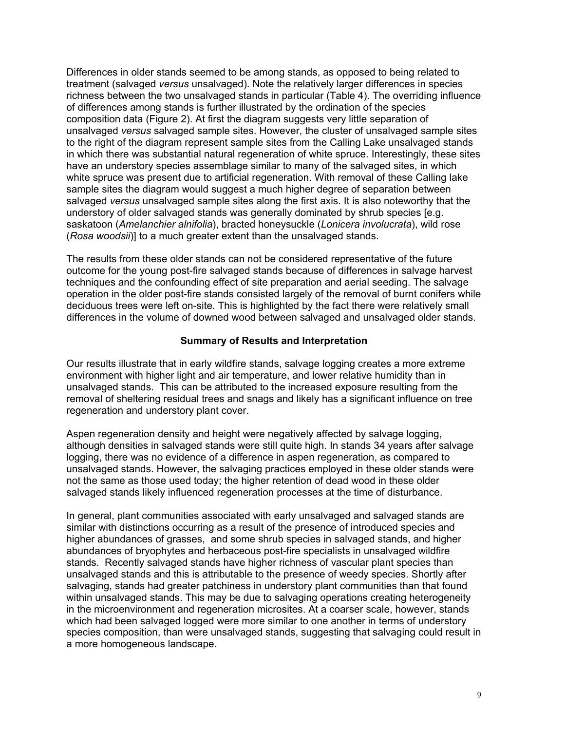Differences in older stands seemed to be among stands, as opposed to being related to treatment (salvaged *versus* unsalvaged). Note the relatively larger differences in species richness between the two unsalvaged stands in particular (Table 4). The overriding influence of differences among stands is further illustrated by the ordination of the species composition data (Figure 2). At first the diagram suggests very little separation of unsalvaged *versus* salvaged sample sites. However, the cluster of unsalvaged sample sites to the right of the diagram represent sample sites from the Calling Lake unsalvaged stands in which there was substantial natural regeneration of white spruce. Interestingly, these sites have an understory species assemblage similar to many of the salvaged sites, in which white spruce was present due to artificial regeneration. With removal of these Calling lake sample sites the diagram would suggest a much higher degree of separation between salvaged *versus* unsalvaged sample sites along the first axis. It is also noteworthy that the understory of older salvaged stands was generally dominated by shrub species [e.g. saskatoon (*Amelanchier alnifolia*), bracted honeysuckle (*Lonicera involucrata*), wild rose (*Rosa woodsii*)] to a much greater extent than the unsalvaged stands.

The results from these older stands can not be considered representative of the future outcome for the young post-fire salvaged stands because of differences in salvage harvest techniques and the confounding effect of site preparation and aerial seeding. The salvage operation in the older post-fire stands consisted largely of the removal of burnt conifers while deciduous trees were left on-site. This is highlighted by the fact there were relatively small differences in the volume of downed wood between salvaged and unsalvaged older stands.

## Summary of Results and Interpretation

Our results illustrate that in early wildfire stands, salvage logging creates a more extreme environment with higher light and air temperature, and lower relative humidity than in unsalvaged stands. This can be attributed to the increased exposure resulting from the removal of sheltering residual trees and snags and likely has a significant influence on tree regeneration and understory plant cover.

Aspen regeneration density and height were negatively affected by salvage logging, although densities in salvaged stands were still quite high. In stands 34 years after salvage logging, there was no evidence of a difference in aspen regeneration, as compared to unsalvaged stands. However, the salvaging practices employed in these older stands were not the same as those used today; the higher retention of dead wood in these older salvaged stands likely influenced regeneration processes at the time of disturbance.

In general, plant communities associated with early unsalvaged and salvaged stands are similar with distinctions occurring as a result of the presence of introduced species and higher abundances of grasses, and some shrub species in salvaged stands, and higher abundances of bryophytes and herbaceous post-fire specialists in unsalvaged wildfire stands. Recently salvaged stands have higher richness of vascular plant species than unsalvaged stands and this is attributable to the presence of weedy species. Shortly after salvaging, stands had greater patchiness in understory plant communities than that found within unsalvaged stands. This may be due to salvaging operations creating heterogeneity in the microenvironment and regeneration microsites. At a coarser scale, however, stands which had been salvaged logged were more similar to one another in terms of understory species composition, than were unsalvaged stands, suggesting that salvaging could result in a more homogeneous landscape.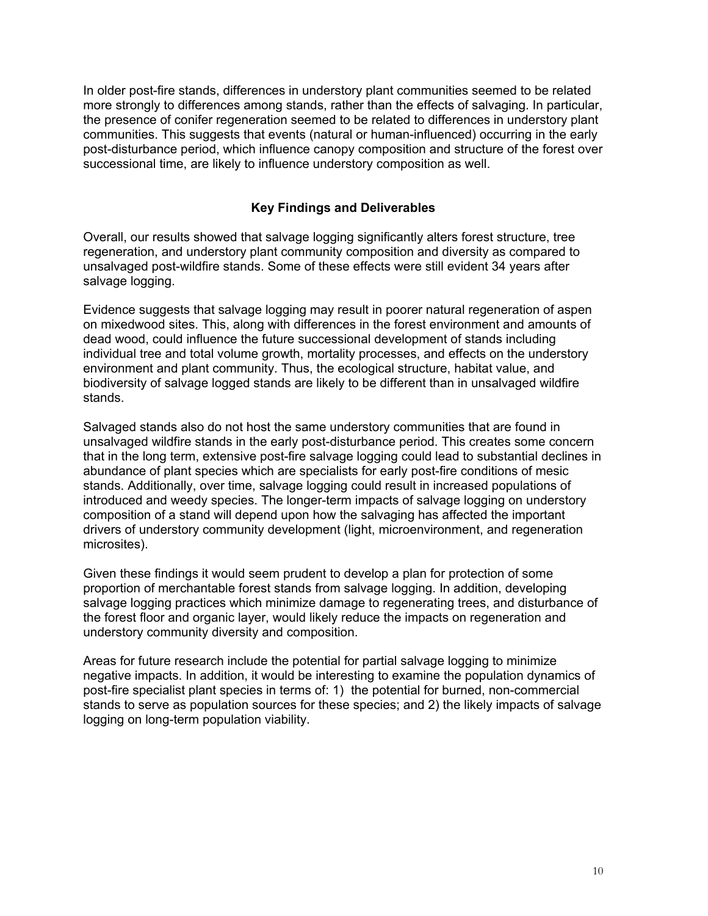In older post-fire stands, differences in understory plant communities seemed to be related more strongly to differences among stands, rather than the effects of salvaging. In particular, the presence of conifer regeneration seemed to be related to differences in understory plant communities. This suggests that events (natural or human-influenced) occurring in the early post-disturbance period, which influence canopy composition and structure of the forest over successional time, are likely to influence understory composition as well.

## Key Findings and Deliverables

Overall, our results showed that salvage logging significantly alters forest structure, tree regeneration, and understory plant community composition and diversity as compared to unsalvaged post-wildfire stands. Some of these effects were still evident 34 years after salvage logging.

Evidence suggests that salvage logging may result in poorer natural regeneration of aspen on mixedwood sites. This, along with differences in the forest environment and amounts of dead wood, could influence the future successional development of stands including individual tree and total volume growth, mortality processes, and effects on the understory environment and plant community. Thus, the ecological structure, habitat value, and biodiversity of salvage logged stands are likely to be different than in unsalvaged wildfire stands.

Salvaged stands also do not host the same understory communities that are found in unsalvaged wildfire stands in the early post-disturbance period. This creates some concern that in the long term, extensive post-fire salvage logging could lead to substantial declines in abundance of plant species which are specialists for early post-fire conditions of mesic stands. Additionally, over time, salvage logging could result in increased populations of introduced and weedy species. The longer-term impacts of salvage logging on understory composition of a stand will depend upon how the salvaging has affected the important drivers of understory community development (light, microenvironment, and regeneration microsites).

Given these findings it would seem prudent to develop a plan for protection of some proportion of merchantable forest stands from salvage logging. In addition, developing salvage logging practices which minimize damage to regenerating trees, and disturbance of the forest floor and organic layer, would likely reduce the impacts on regeneration and understory community diversity and composition.

Areas for future research include the potential for partial salvage logging to minimize negative impacts. In addition, it would be interesting to examine the population dynamics of post-fire specialist plant species in terms of: 1) the potential for burned, non-commercial stands to serve as population sources for these species; and 2) the likely impacts of salvage logging on long-term population viability.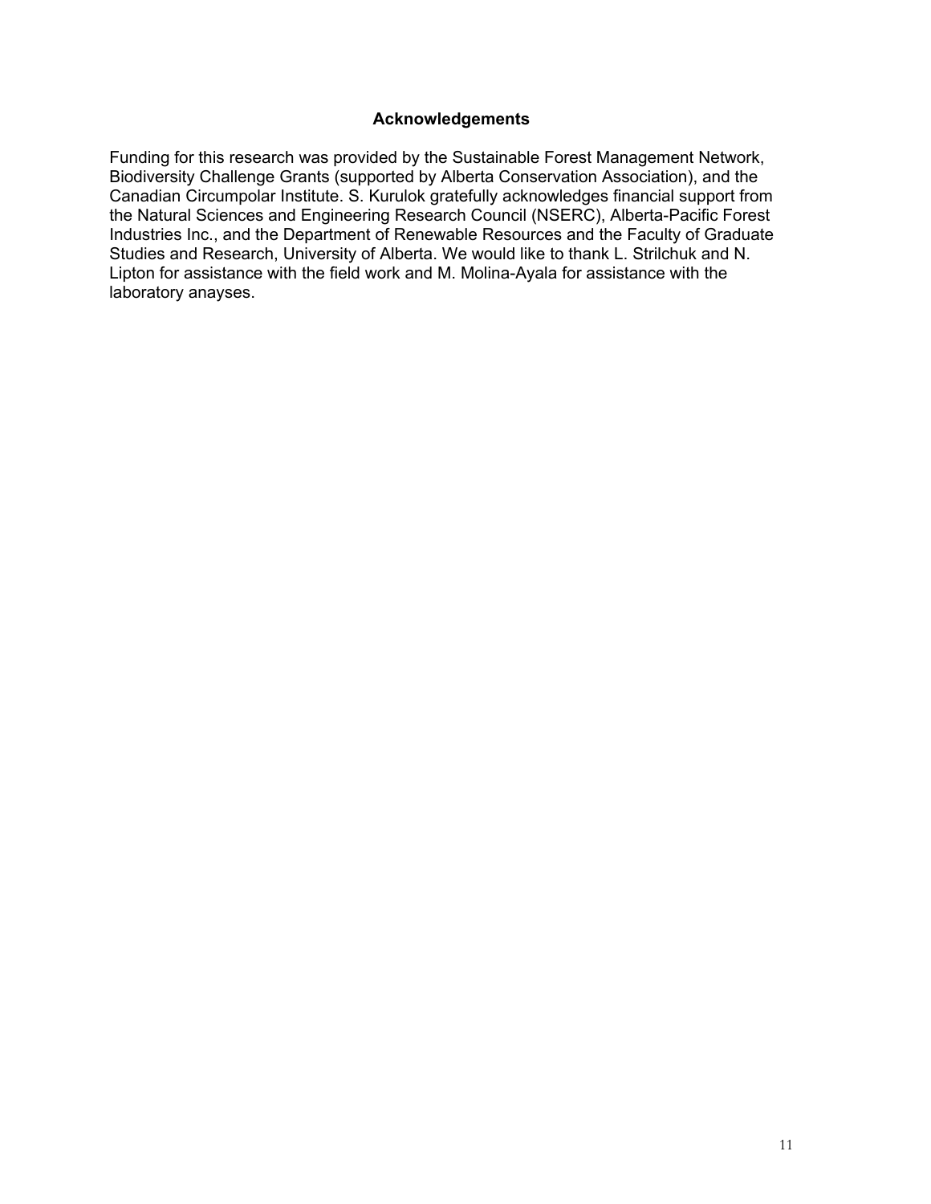## Acknowledgements

Funding for this research was provided by the Sustainable Forest Management Network, Biodiversity Challenge Grants (supported by Alberta Conservation Association), and the Canadian Circumpolar Institute. S. Kurulok gratefully acknowledges financial support from the Natural Sciences and Engineering Research Council (NSERC), Alberta-Pacific Forest Industries Inc., and the Department of Renewable Resources and the Faculty of Graduate Studies and Research, University of Alberta. We would like to thank L. Strilchuk and N. Lipton for assistance with the field work and M. Molina-Ayala for assistance with the laboratory anayses.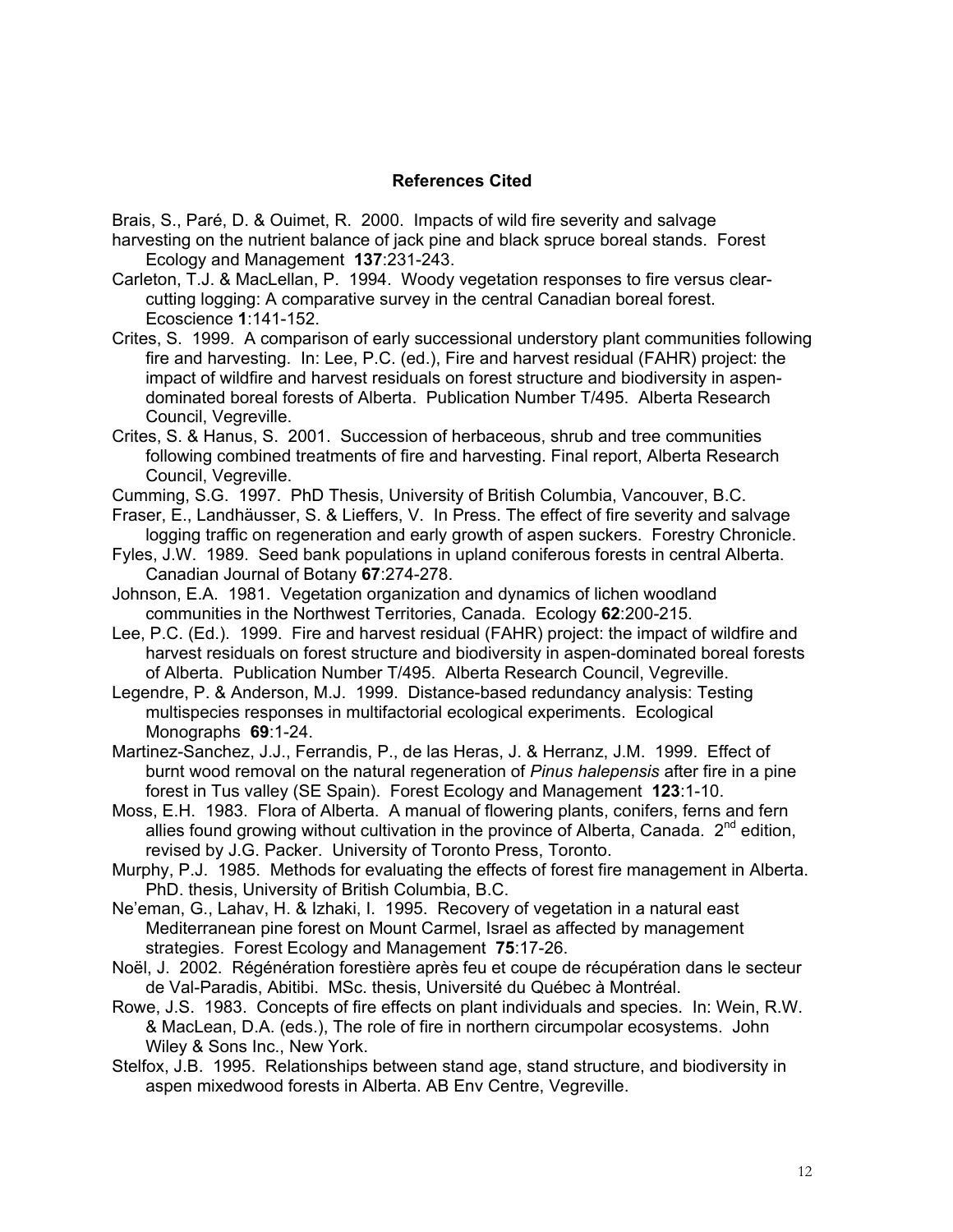## References Cited

Brais, S., Paré, D. & Ouimet, R. 2000. Impacts of wild fire severity and salvage harvesting on the nutrient balance of jack pine and black spruce boreal stands. Forest Ecology and Management **137**:231-243.

Carleton, T.J. & MacLellan, P. 1994. Woody vegetation responses to fire versus clear-cutting logging: A comparative survey in the central Canadian boreal forest. Ecoscience **1**:141-152.

Crites, S. 1999. A comparison of early successional understory plant communities following fire and harvesting. In: Lee, P.C. (ed.), Fire and harvest residual (FAHR) project: the impact of wildfire and harvest residuals on forest structure and biodiversity in aspen-dominated boreal forests of Alberta. Publication Number T/495. Alberta Research Council, Vegreville.

Crites, S. & Hanus, S. 2001. Succession of herbaceous, shrub and tree communities following combined treatments of fire and harvesting. Final report, Alberta Research Council, Vegreville.

Cumming, S.G. 1997. PhD Thesis, University of British Columbia, Vancouver, B.C.

Fraser, E., Landhäusser, S. & Lieffers, V. In Press. The effect of fire severity and salvage logging traffic on regeneration and early growth of aspen suckers. Forestry Chronicle.

Fyles, J.W. 1989. Seed bank populations in upland coniferous forests in central Alberta. Canadian Journal of Botany **67**:274-278.

Johnson, E.A. 1981. Vegetation organization and dynamics of lichen woodland communities in the Northwest Territories, Canada. Ecology **62**:200-215.

Lee, P.C. (Ed.). 1999. Fire and harvest residual (FAHR) project: the impact of wildfire and harvest residuals on forest structure and biodiversity in aspen-dominated boreal forests of Alberta. Publication Number T/495. Alberta Research Council, Vegreville.

Legendre, P. & Anderson, M.J. 1999. Distance-based redundancy analysis: Testing multispecies responses in multifactorial ecological experiments. Ecological Monographs **69**:1-24.

Martinez-Sanchez, J.J., Ferrandis, P., de las Heras, J. & Herranz, J.M. 1999. Effect of burnt wood removal on the natural regeneration of *Pinus halepensis* after fire in a pine forest in Tus valley (SE Spain). Forest Ecology and Management **123**:1-10.

Moss, E.H. 1983. Flora of Alberta. A manual of flowering plants, conifers, ferns and fern allies found growing without cultivation in the province of Alberta, Canada. 2nd edition, revised by J.G. Packer. University of Toronto Press, Toronto.

Murphy, P.J. 1985. Methods for evaluating the effects of forest fire management in Alberta. PhD. thesis, University of British Columbia, B.C.

Ne'eman, G., Lahav, H. & Izhaki, I. 1995. Recovery of vegetation in a natural east Mediterranean pine forest on Mount Carmel, Israel as affected by management strategies. Forest Ecology and Management **75**:17-26.

Noël, J. 2002. Régénération forestière après feu et coupe de récupération dans le secteur de Val-Paradis, Abitibi. MSc. thesis, Université du Québec à Montréal.

Rowe, J.S. 1983. Concepts of fire effects on plant individuals and species. In: Wein, R.W. & MacLean, D.A. (eds.), The role of fire in northern circumpolar ecosystems. John Wiley & Sons Inc., New York.

Stelfox, J.B. 1995. Relationships between stand age, stand structure, and biodiversity in aspen mixedwood forests in Alberta. AB Env Centre, Vegreville.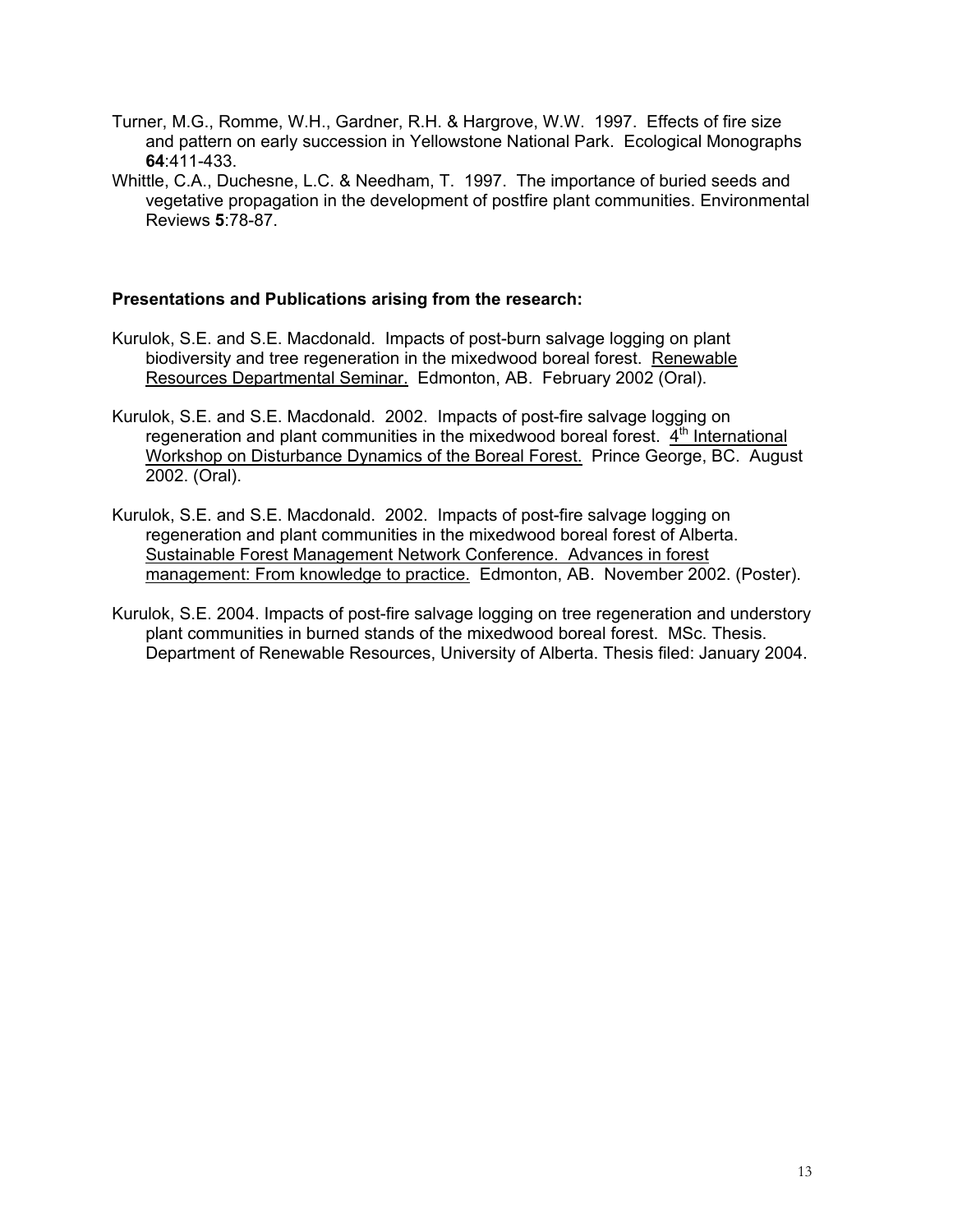Turner, M.G., Romme, W.H., Gardner, R.H. & Hargrove, W.W. 1997. Effects of fire size and pattern on early succession in Yellowstone National Park. Ecological Monographs **64**:411-433.

Whittle, C.A., Duchesne, L.C. & Needham, T. 1997. The importance of buried seeds and vegetative propagation in the development of postfire plant communities. Environmental Reviews **5**:78-87.

**Presentations and Publications arising from the research:**

Kurulok, S.E. and S.E. Macdonald. Impacts of post-burn salvage logging on plant biodiversity and tree regeneration in the mixedwood boreal forest. <u>Renewable Resources Departmental Seminar.</u> Edmonton, AB. February 2002 (Oral).

Kurulok, S.E. and S.E. Macdonald. 2002. Impacts of post-fire salvage logging on regeneration and plant communities in the mixedwood boreal forest. <u>4th International Workshop on Disturbance Dynamics of the Boreal Forest.</u> Prince George, BC. August 2002. (Oral).

Kurulok, S.E. and S.E. Macdonald. 2002. Impacts of post-fire salvage logging on regeneration and plant communities in the mixedwood boreal forest of Alberta. <u>Sustainable Forest Management Network Conference. Advances in forest management: From knowledge to practice.</u> Edmonton, AB. November 2002. (Poster).

Kurulok, S.E. 2004. Impacts of post-fire salvage logging on tree regeneration and understory plant communities in burned stands of the mixedwood boreal forest. MSc. Thesis. Department of Renewable Resources, University of Alberta. Thesis filed: January 2004.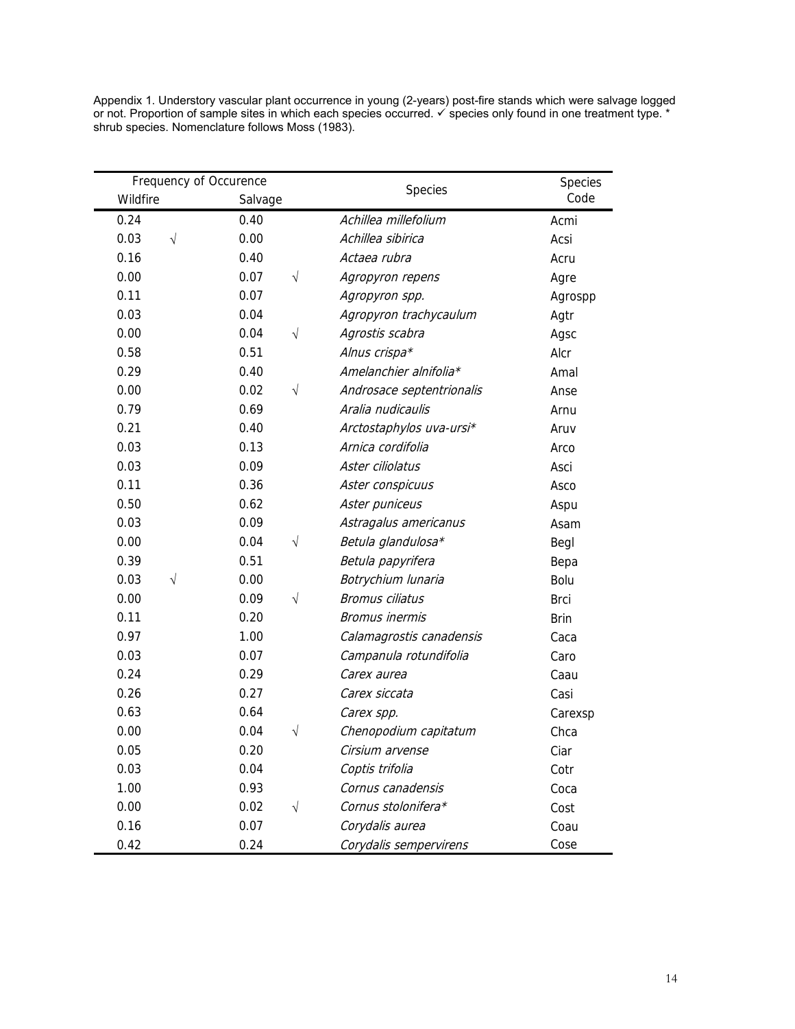Appendix 1. Understory vascular plant occurrence in young (2-years) post-fire stands which were salvage logged or not. Proportion of sample sites in which each species occurred. ✓ species only found in one treatment type. * shrub species. Nomenclature follows Moss (1983).

| Frequency of Occurence | | | | Species | Species Code |
|---|---|---|---|---|---|
| Wildfire | | Salvage | | | |
| 0.24 | | 0.40 | | *Achillea millefolium* | Acmi |
| 0.03 | √ | 0.00 | | *Achillea sibirica* | Acsi |
| 0.16 | | 0.40 | | *Actaea rubra* | Acru |
| 0.00 | | 0.07 | √ | *Agropyron repens* | Agre |
| 0.11 | | 0.07 | | *Agropyron spp.* | Agrospp |
| 0.03 | | 0.04 | | *Agropyron trachycaulum* | Agtr |
| 0.00 | | 0.04 | √ | *Agrostis scabra* | Agsc |
| 0.58 | | 0.51 | | *Alnus crispa** | Alcr |
| 0.29 | | 0.40 | | *Amelanchier alnifolia** | Amal |
| 0.00 | | 0.02 | √ | *Androsace septentrionalis* | Anse |
| 0.79 | | 0.69 | | *Aralia nudicaulis* | Arnu |
| 0.21 | | 0.40 | | *Arctostaphylos uva-ursi** | Aruv |
| 0.03 | | 0.13 | | *Arnica cordifolia* | Arco |
| 0.03 | | 0.09 | | *Aster ciliolatus* | Asci |
| 0.11 | | 0.36 | | *Aster conspicuus* | Asco |
| 0.50 | | 0.62 | | *Aster puniceus* | Aspu |
| 0.03 | | 0.09 | | *Astragalus americanus* | Asam |
| 0.00 | | 0.04 | √ | *Betula glandulosa** | Begl |
| 0.39 | | 0.51 | | *Betula papyrifera* | Bepa |
| 0.03 | √ | 0.00 | | *Botrychium lunaria* | Bolu |
| 0.00 | | 0.09 | √ | *Bromus ciliatus* | Brci |
| 0.11 | | 0.20 | | *Bromus inermis* | Brin |
| 0.97 | | 1.00 | | *Calamagrostis canadensis* | Caca |
| 0.03 | | 0.07 | | *Campanula rotundifolia* | Caro |
| 0.24 | | 0.29 | | *Carex aurea* | Caau |
| 0.26 | | 0.27 | | *Carex siccata* | Casi |
| 0.63 | | 0.64 | | *Carex spp.* | Carexsp |
| 0.00 | | 0.04 | √ | *Chenopodium capitatum* | Chca |
| 0.05 | | 0.20 | | *Cirsium arvense* | Ciar |
| 0.03 | | 0.04 | | *Coptis trifolia* | Cotr |
| 1.00 | | 0.93 | | *Cornus canadensis* | Coca |
| 0.00 | | 0.02 | √ | *Cornus stolonifera** | Cost |
| 0.16 | | 0.07 | | *Corydalis aurea* | Coau |
| 0.42 | | 0.24 | | *Corydalis sempervirens* | Cose |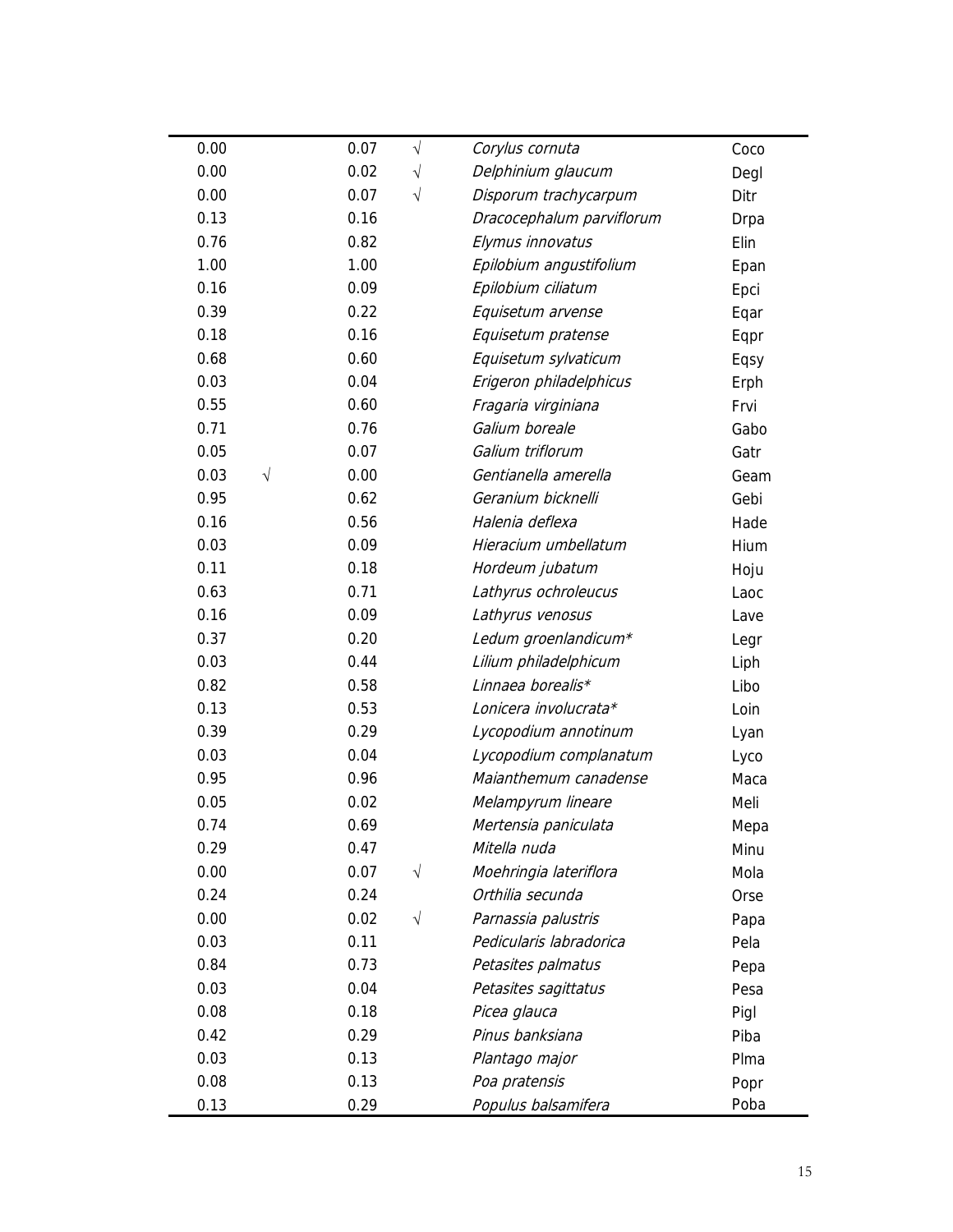| | | | | | |
|---|---|---|---|---|---|
| 0.00 | | 0.07 | √ | *Corylus cornuta* | Coco |
| 0.00 | | 0.02 | √ | *Delphinium glaucum* | Degl |
| 0.00 | | 0.07 | √ | *Disporum trachycarpum* | Ditr |
| 0.13 | | 0.16 | | *Dracocephalum parviflorum* | Drpa |
| 0.76 | | 0.82 | | *Elymus innovatus* | Elin |
| 1.00 | | 1.00 | | *Epilobium angustifolium* | Epan |
| 0.16 | | 0.09 | | *Epilobium ciliatum* | Epci |
| 0.39 | | 0.22 | | *Equisetum arvense* | Eqar |
| 0.18 | | 0.16 | | *Equisetum pratense* | Eqpr |
| 0.68 | | 0.60 | | *Equisetum sylvaticum* | Eqsy |
| 0.03 | | 0.04 | | *Erigeron philadelphicus* | Erph |
| 0.55 | | 0.60 | | *Fragaria virginiana* | Frvi |
| 0.71 | | 0.76 | | *Galium boreale* | Gabo |
| 0.05 | | 0.07 | | *Galium triflorum* | Gatr |
| 0.03 | √ | 0.00 | | *Gentianella amerella* | Geam |
| 0.95 | | 0.62 | | *Geranium bicknelli* | Gebi |
| 0.16 | | 0.56 | | *Halenia deflexa* | Hade |
| 0.03 | | 0.09 | | *Hieracium umbellatum* | Hium |
| 0.11 | | 0.18 | | *Hordeum jubatum* | Hoju |
| 0.63 | | 0.71 | | *Lathyrus ochroleucus* | Laoc |
| 0.16 | | 0.09 | | *Lathyrus venosus* | Lave |
| 0.37 | | 0.20 | | *Ledum groenlandicum** | Legr |
| 0.03 | | 0.44 | | *Lilium philadelphicum* | Liph |
| 0.82 | | 0.58 | | *Linnaea borealis** | Libo |
| 0.13 | | 0.53 | | *Lonicera involucrata** | Loin |
| 0.39 | | 0.29 | | *Lycopodium annotinum* | Lyan |
| 0.03 | | 0.04 | | *Lycopodium complanatum* | Lyco |
| 0.95 | | 0.96 | | *Maianthemum canadense* | Maca |
| 0.05 | | 0.02 | | *Melampyrum lineare* | Meli |
| 0.74 | | 0.69 | | *Mertensia paniculata* | Mepa |
| 0.29 | | 0.47 | | *Mitella nuda* | Minu |
| 0.00 | | 0.07 | √ | *Moehringia lateriflora* | Mola |
| 0.24 | | 0.24 | | *Orthilia secunda* | Orse |
| 0.00 | | 0.02 | √ | *Parnassia palustris* | Papa |
| 0.03 | | 0.11 | | *Pedicularis labradorica* | Pela |
| 0.84 | | 0.73 | | *Petasites palmatus* | Pepa |
| 0.03 | | 0.04 | | *Petasites sagittatus* | Pesa |
| 0.08 | | 0.18 | | *Picea glauca* | Pigl |
| 0.42 | | 0.29 | | *Pinus banksiana* | Piba |
| 0.03 | | 0.13 | | *Plantago major* | Plma |
| 0.08 | | 0.13 | | *Poa pratensis* | Popr |
| 0.13 | | 0.29 | | *Populus balsamifera* | Poba |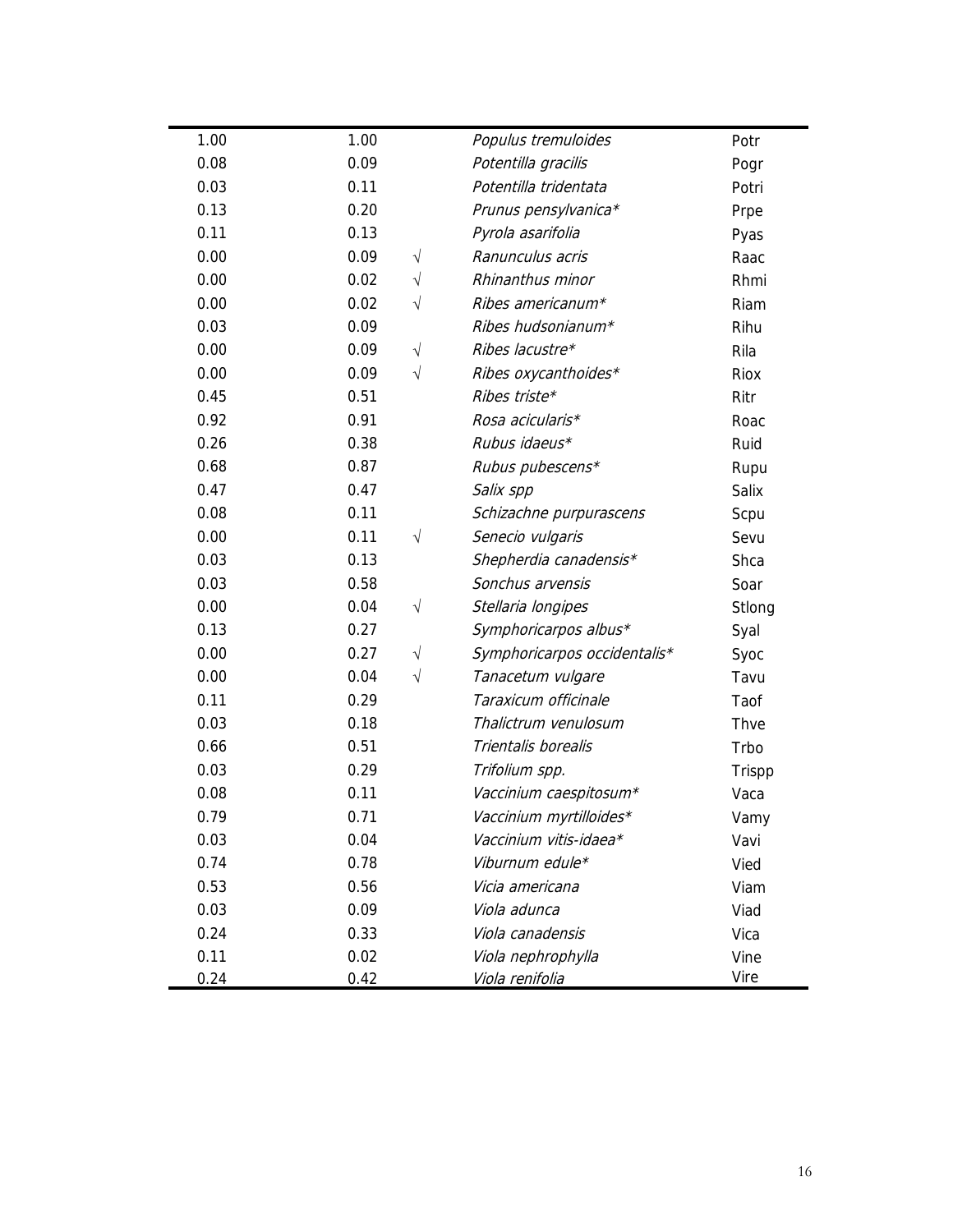| | | | | |
|---|---|---|---|---|
| 1.00 | 1.00 | | *Populus tremuloides* | Potr |
| 0.08 | 0.09 | | *Potentilla gracilis* | Pogr |
| 0.03 | 0.11 | | *Potentilla tridentata* | Potri |
| 0.13 | 0.20 | | *Prunus pensylvanica** | Prpe |
| 0.11 | 0.13 | | *Pyrola asarifolia* | Pyas |
| 0.00 | 0.09 | √ | *Ranunculus acris* | Raac |
| 0.00 | 0.02 | √ | *Rhinanthus minor* | Rhmi |
| 0.00 | 0.02 | √ | *Ribes americanum** | Riam |
| 0.03 | 0.09 | | *Ribes hudsonianum** | Rihu |
| 0.00 | 0.09 | √ | *Ribes lacustre** | Rila |
| 0.00 | 0.09 | √ | *Ribes oxycanthoides** | Riox |
| 0.45 | 0.51 | | *Ribes triste** | Ritr |
| 0.92 | 0.91 | | *Rosa acicularis** | Roac |
| 0.26 | 0.38 | | *Rubus idaeus** | Ruid |
| 0.68 | 0.87 | | *Rubus pubescens** | Rupu |
| 0.47 | 0.47 | | *Salix spp* | Salix |
| 0.08 | 0.11 | | *Schizachne purpurascens* | Scpu |
| 0.00 | 0.11 | √ | *Senecio vulgaris* | Sevu |
| 0.03 | 0.13 | | *Shepherdia canadensis** | Shca |
| 0.03 | 0.58 | | *Sonchus arvensis* | Soar |
| 0.00 | 0.04 | √ | *Stellaria longipes* | Stlong |
| 0.13 | 0.27 | | *Symphoricarpos albus** | Syal |
| 0.00 | 0.27 | √ | *Symphoricarpos occidentalis** | Syoc |
| 0.00 | 0.04 | √ | *Tanacetum vulgare* | Tavu |
| 0.11 | 0.29 | | *Taraxicum officinale* | Taof |
| 0.03 | 0.18 | | *Thalictrum venulosum* | Thve |
| 0.66 | 0.51 | | *Trientalis borealis* | Trbo |
| 0.03 | 0.29 | | *Trifolium spp.* | Trispp |
| 0.08 | 0.11 | | *Vaccinium caespitosum** | Vaca |
| 0.79 | 0.71 | | *Vaccinium myrtilloides** | Vamy |
| 0.03 | 0.04 | | *Vaccinium vitis-idaea** | Vavi |
| 0.74 | 0.78 | | *Viburnum edule** | Vied |
| 0.53 | 0.56 | | *Vicia americana* | Viam |
| 0.03 | 0.09 | | *Viola adunca* | Viad |
| 0.24 | 0.33 | | *Viola canadensis* | Vica |
| 0.11 | 0.02 | | *Viola nephrophylla* | Vine |
| 0.24 | 0.42 | | *Viola renifolia* | Vire |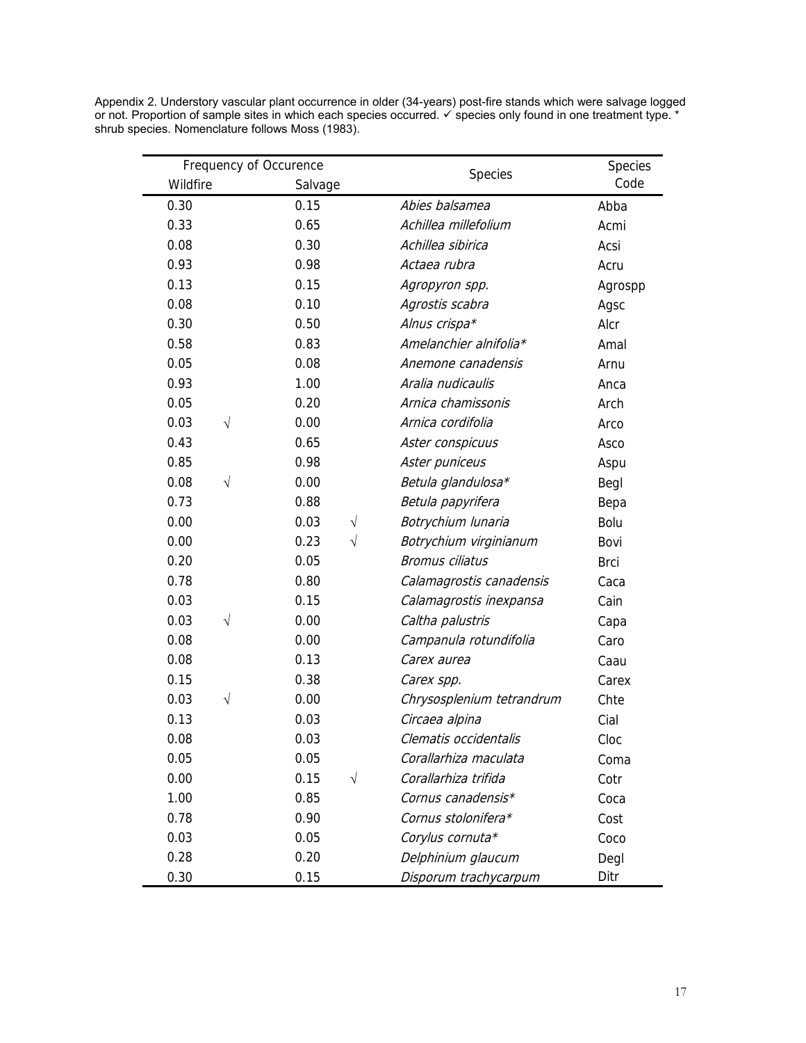Appendix 2. Understory vascular plant occurrence in older (34-years) post-fire stands which were salvage logged or not. Proportion of sample sites in which each species occurred. ✓ species only found in one treatment type. * shrub species. Nomenclature follows Moss (1983).

| Frequency of Occurence | | | | Species | Species Code |
|---|---|---|---|---|---|
| Wildfire | | Salvage | | | |
| 0.30 | | 0.15 | | *Abies balsamea* | Abba |
| 0.33 | | 0.65 | | *Achillea millefolium* | Acmi |
| 0.08 | | 0.30 | | *Achillea sibirica* | Acsi |
| 0.93 | | 0.98 | | *Actaea rubra* | Acru |
| 0.13 | | 0.15 | | *Agropyron spp.* | Agrospp |
| 0.08 | | 0.10 | | *Agrostis scabra* | Agsc |
| 0.30 | | 0.50 | | *Alnus crispa** | Alcr |
| 0.58 | | 0.83 | | *Amelanchier alnifolia** | Amal |
| 0.05 | | 0.08 | | *Anemone canadensis* | Arnu |
| 0.93 | | 1.00 | | *Aralia nudicaulis* | Anca |
| 0.05 | | 0.20 | | *Arnica chamissonis* | Arch |
| 0.03 | √ | 0.00 | | *Arnica cordifolia* | Arco |
| 0.43 | | 0.65 | | *Aster conspicuus* | Asco |
| 0.85 | | 0.98 | | *Aster puniceus* | Aspu |
| 0.08 | √ | 0.00 | | *Betula glandulosa** | Begl |
| 0.73 | | 0.88 | | *Betula papyrifera* | Bepa |
| 0.00 | | 0.03 | √ | *Botrychium lunaria* | Bolu |
| 0.00 | | 0.23 | √ | *Botrychium virginianum* | Bovi |
| 0.20 | | 0.05 | | *Bromus ciliatus* | Brci |
| 0.78 | | 0.80 | | *Calamagrostis canadensis* | Caca |
| 0.03 | | 0.15 | | *Calamagrostis inexpansa* | Cain |
| 0.03 | √ | 0.00 | | *Caltha palustris* | Capa |
| 0.08 | | 0.00 | | *Campanula rotundifolia* | Caro |
| 0.08 | | 0.13 | | *Carex aurea* | Caau |
| 0.15 | | 0.38 | | *Carex spp.* | Carex |
| 0.03 | √ | 0.00 | | *Chrysosplenium tetrandrum* | Chte |
| 0.13 | | 0.03 | | *Circaea alpina* | Cial |
| 0.08 | | 0.03 | | *Clematis occidentalis* | Cloc |
| 0.05 | | 0.05 | | *Corallarhiza maculata* | Coma |
| 0.00 | | 0.15 | √ | *Corallarhiza trifida* | Cotr |
| 1.00 | | 0.85 | | *Cornus canadensis** | Coca |
| 0.78 | | 0.90 | | *Cornus stolonifera** | Cost |
| 0.03 | | 0.05 | | *Corylus cornuta** | Coco |
| 0.28 | | 0.20 | | *Delphinium glaucum* | Degl |
| 0.30 | | 0.15 | | *Disporum trachycarpum* | Ditr |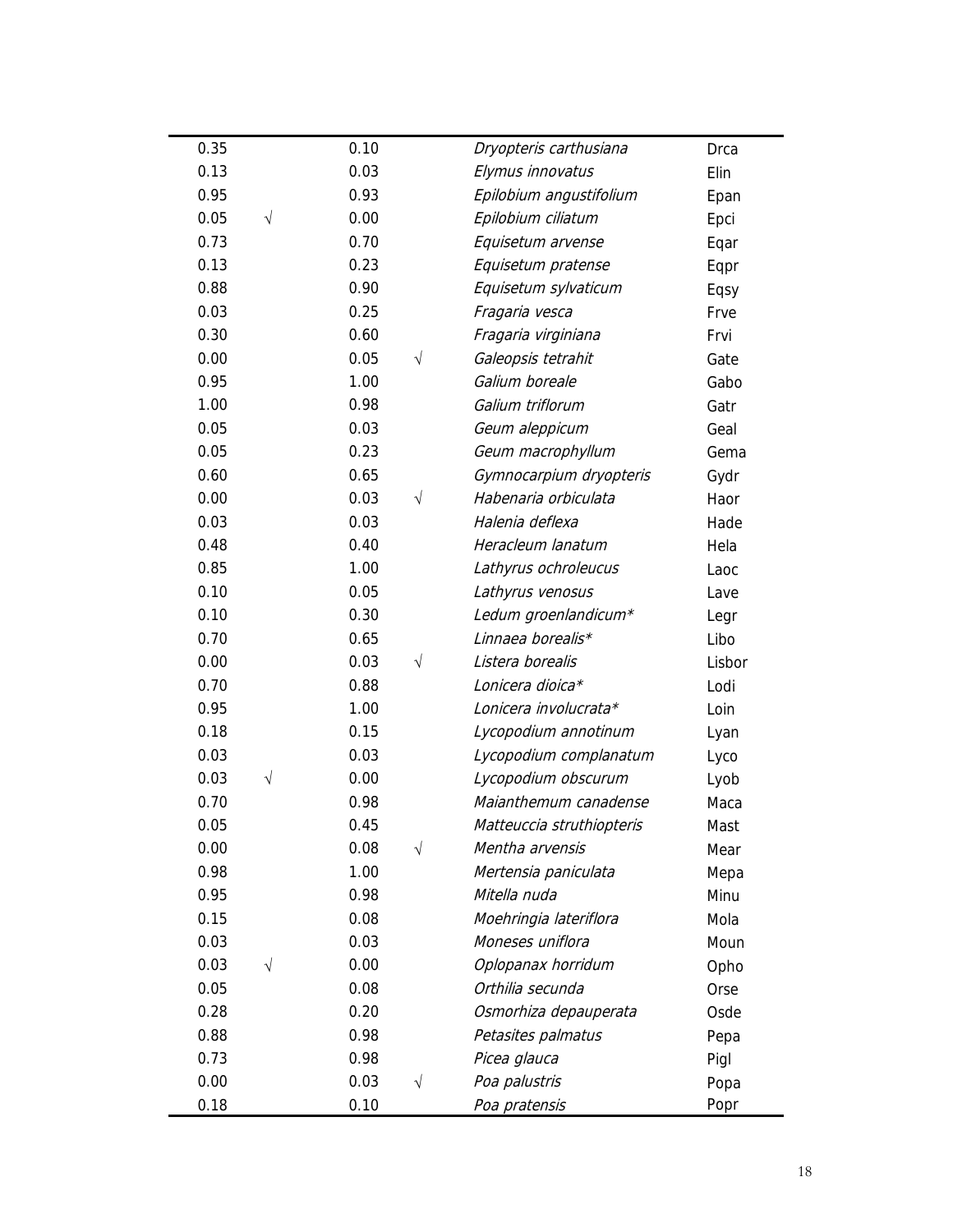| | | | | | |
|---|---|---|---|---|---|
| 0.35 | | 0.10 | | *Dryopteris carthusiana* | Drca |
| 0.13 | | 0.03 | | *Elymus innovatus* | Elin |
| 0.95 | | 0.93 | | *Epilobium angustifolium* | Epan |
| 0.05 | √ | 0.00 | | *Epilobium ciliatum* | Epci |
| 0.73 | | 0.70 | | *Equisetum arvense* | Eqar |
| 0.13 | | 0.23 | | *Equisetum pratense* | Eqpr |
| 0.88 | | 0.90 | | *Equisetum sylvaticum* | Eqsy |
| 0.03 | | 0.25 | | *Fragaria vesca* | Frve |
| 0.30 | | 0.60 | | *Fragaria virginiana* | Frvi |
| 0.00 | | 0.05 | √ | *Galeopsis tetrahit* | Gate |
| 0.95 | | 1.00 | | *Galium boreale* | Gabo |
| 1.00 | | 0.98 | | *Galium triflorum* | Gatr |
| 0.05 | | 0.03 | | *Geum aleppicum* | Geal |
| 0.05 | | 0.23 | | *Geum macrophyllum* | Gema |
| 0.60 | | 0.65 | | *Gymnocarpium dryopteris* | Gydr |
| 0.00 | | 0.03 | √ | *Habenaria orbiculata* | Haor |
| 0.03 | | 0.03 | | *Halenia deflexa* | Hade |
| 0.48 | | 0.40 | | *Heracleum lanatum* | Hela |
| 0.85 | | 1.00 | | *Lathyrus ochroleucus* | Laoc |
| 0.10 | | 0.05 | | *Lathyrus venosus* | Lave |
| 0.10 | | 0.30 | | *Ledum groenlandicum** | Legr |
| 0.70 | | 0.65 | | *Linnaea borealis** | Libo |
| 0.00 | | 0.03 | √ | *Listera borealis* | Lisbor |
| 0.70 | | 0.88 | | *Lonicera dioica** | Lodi |
| 0.95 | | 1.00 | | *Lonicera involucrata** | Loin |
| 0.18 | | 0.15 | | *Lycopodium annotinum* | Lyan |
| 0.03 | | 0.03 | | *Lycopodium complanatum* | Lyco |
| 0.03 | √ | 0.00 | | *Lycopodium obscurum* | Lyob |
| 0.70 | | 0.98 | | *Maianthemum canadense* | Maca |
| 0.05 | | 0.45 | | *Matteuccia struthiopteris* | Mast |
| 0.00 | | 0.08 | √ | *Mentha arvensis* | Mear |
| 0.98 | | 1.00 | | *Mertensia paniculata* | Mepa |
| 0.95 | | 0.98 | | *Mitella nuda* | Minu |
| 0.15 | | 0.08 | | *Moehringia lateriflora* | Mola |
| 0.03 | | 0.03 | | *Moneses uniflora* | Moun |
| 0.03 | √ | 0.00 | | *Oplopanax horridum* | Opho |
| 0.05 | | 0.08 | | *Orthilia secunda* | Orse |
| 0.28 | | 0.20 | | *Osmorhiza depauperata* | Osde |
| 0.88 | | 0.98 | | *Petasites palmatus* | Pepa |
| 0.73 | | 0.98 | | *Picea glauca* | Pigl |
| 0.00 | | 0.03 | √ | *Poa palustris* | Popa |
| 0.18 | | 0.10 | | *Poa pratensis* | Popr |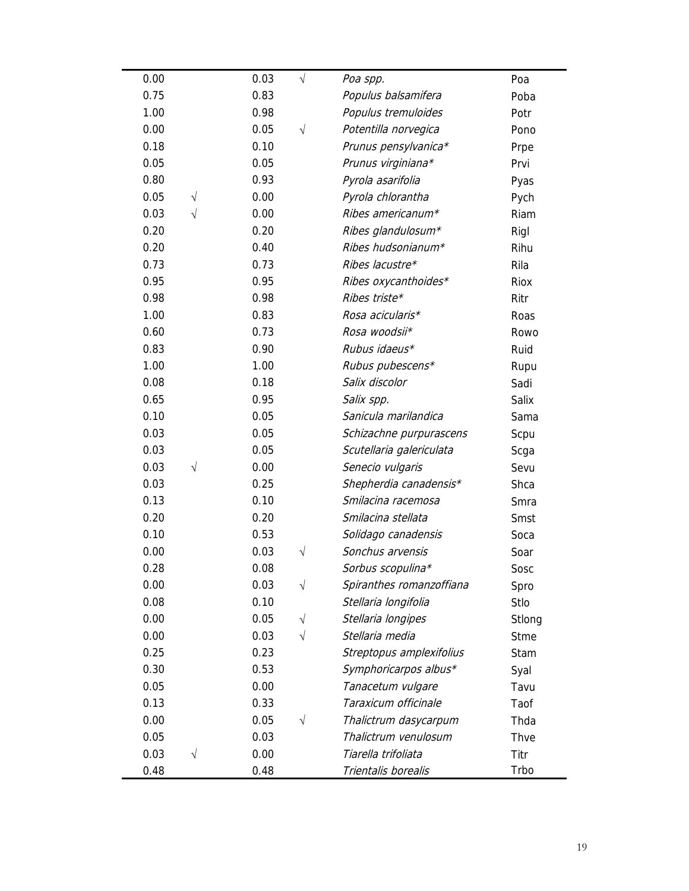| | | | | | |
|---|---|---|---|---|---|
| 0.00 | | 0.03 | √ | *Poa spp.* | Poa |
| 0.75 | | 0.83 | | *Populus balsamifera* | Poba |
| 1.00 | | 0.98 | | *Populus tremuloides* | Potr |
| 0.00 | | 0.05 | √ | *Potentilla norvegica* | Pono |
| 0.18 | | 0.10 | | *Prunus pensylvanica** | Prpe |
| 0.05 | | 0.05 | | *Prunus virginiana** | Prvi |
| 0.80 | | 0.93 | | *Pyrola asarifolia* | Pyas |
| 0.05 | √ | 0.00 | | *Pyrola chlorantha* | Pych |
| 0.03 | √ | 0.00 | | *Ribes americanum** | Riam |
| 0.20 | | 0.20 | | *Ribes glandulosum** | Rigl |
| 0.20 | | 0.40 | | *Ribes hudsonianum** | Rihu |
| 0.73 | | 0.73 | | *Ribes lacustre** | Rila |
| 0.95 | | 0.95 | | *Ribes oxycanthoides** | Riox |
| 0.98 | | 0.98 | | *Ribes triste** | Ritr |
| 1.00 | | 0.83 | | *Rosa acicularis** | Roas |
| 0.60 | | 0.73 | | *Rosa woodsii** | Rowo |
| 0.83 | | 0.90 | | *Rubus idaeus** | Ruid |
| 1.00 | | 1.00 | | *Rubus pubescens** | Rupu |
| 0.08 | | 0.18 | | *Salix discolor* | Sadi |
| 0.65 | | 0.95 | | *Salix spp.* | Salix |
| 0.10 | | 0.05 | | *Sanicula marilandica* | Sama |
| 0.03 | | 0.05 | | *Schizachne purpurascens* | Scpu |
| 0.03 | | 0.05 | | *Scutellaria galericulata* | Scga |
| 0.03 | √ | 0.00 | | *Senecio vulgaris* | Sevu |
| 0.03 | | 0.25 | | *Shepherdia canadensis** | Shca |
| 0.13 | | 0.10 | | *Smilacina racemosa* | Smra |
| 0.20 | | 0.20 | | *Smilacina stellata* | Smst |
| 0.10 | | 0.53 | | *Solidago canadensis* | Soca |
| 0.00 | | 0.03 | √ | *Sonchus arvensis* | Soar |
| 0.28 | | 0.08 | | *Sorbus scopulina** | Sosc |
| 0.00 | | 0.03 | √ | *Spiranthes romanzoffiana* | Spro |
| 0.08 | | 0.10 | | *Stellaria longifolia* | Stlo |
| 0.00 | | 0.05 | √ | *Stellaria longipes* | Stlong |
| 0.00 | | 0.03 | √ | *Stellaria media* | Stme |
| 0.25 | | 0.23 | | *Streptopus amplexifolius* | Stam |
| 0.30 | | 0.53 | | *Symphoricarpos albus** | Syal |
| 0.05 | | 0.00 | | *Tanacetum vulgare* | Tavu |
| 0.13 | | 0.33 | | *Taraxicum officinale* | Taof |
| 0.00 | | 0.05 | √ | *Thalictrum dasycarpum* | Thda |
| 0.05 | | 0.03 | | *Thalictrum venulosum* | Thve |
| 0.03 | √ | 0.00 | | *Tiarella trifoliata* | Titr |
| 0.48 | | 0.48 | | *Trientalis borealis* | Trbo |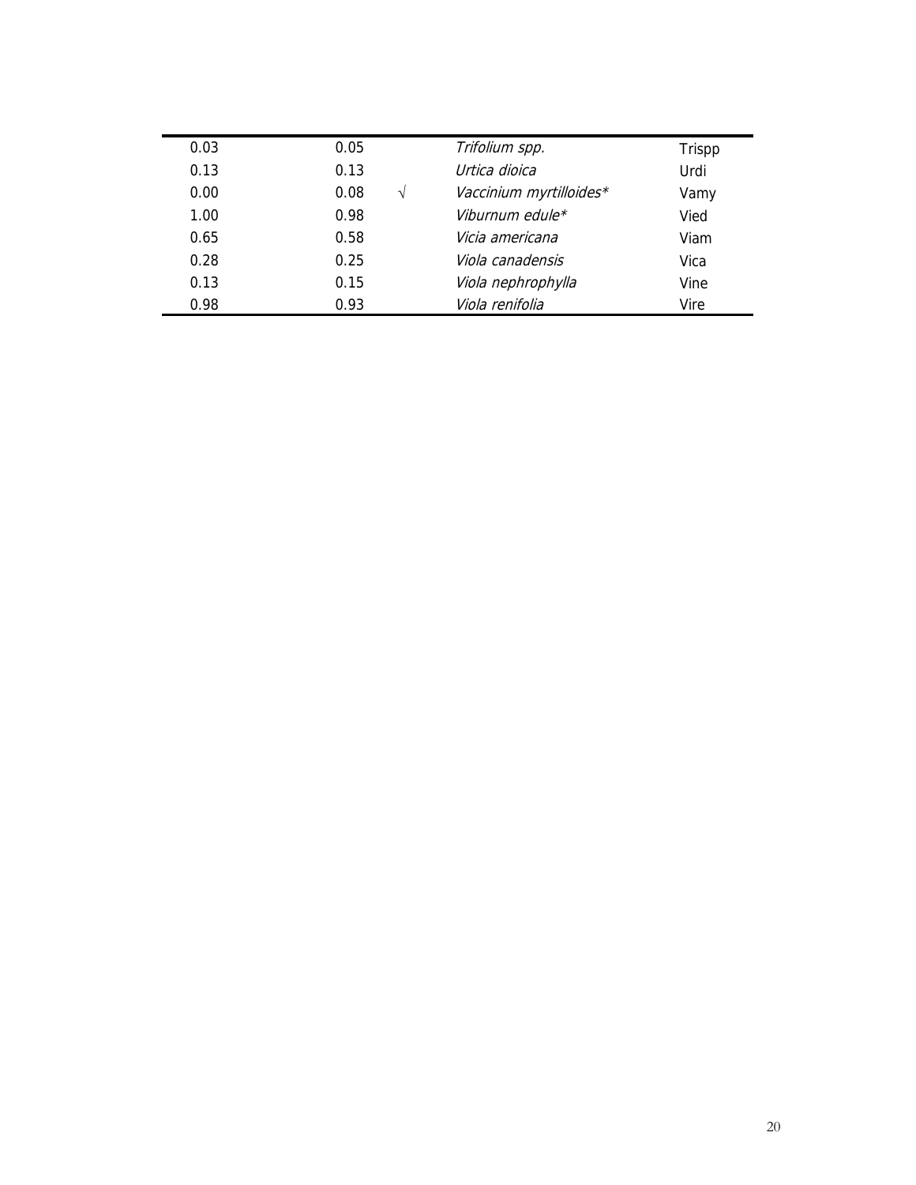| | | | | |
|---|---|---|---|---|
| 0.03 | 0.05 | | *Trifolium spp.* | Trispp |
| 0.13 | 0.13 | | *Urtica dioica* | Urdi |
| 0.00 | 0.08 | √ | *Vaccinium myrtilloides** | Vamy |
| 1.00 | 0.98 | | *Viburnum edule** | Vied |
| 0.65 | 0.58 | | *Vicia americana* | Viam |
| 0.28 | 0.25 | | *Viola canadensis* | Vica |
| 0.13 | 0.15 | | *Viola nephrophylla* | Vine |
| 0.98 | 0.93 | | *Viola renifolia* | Vire |